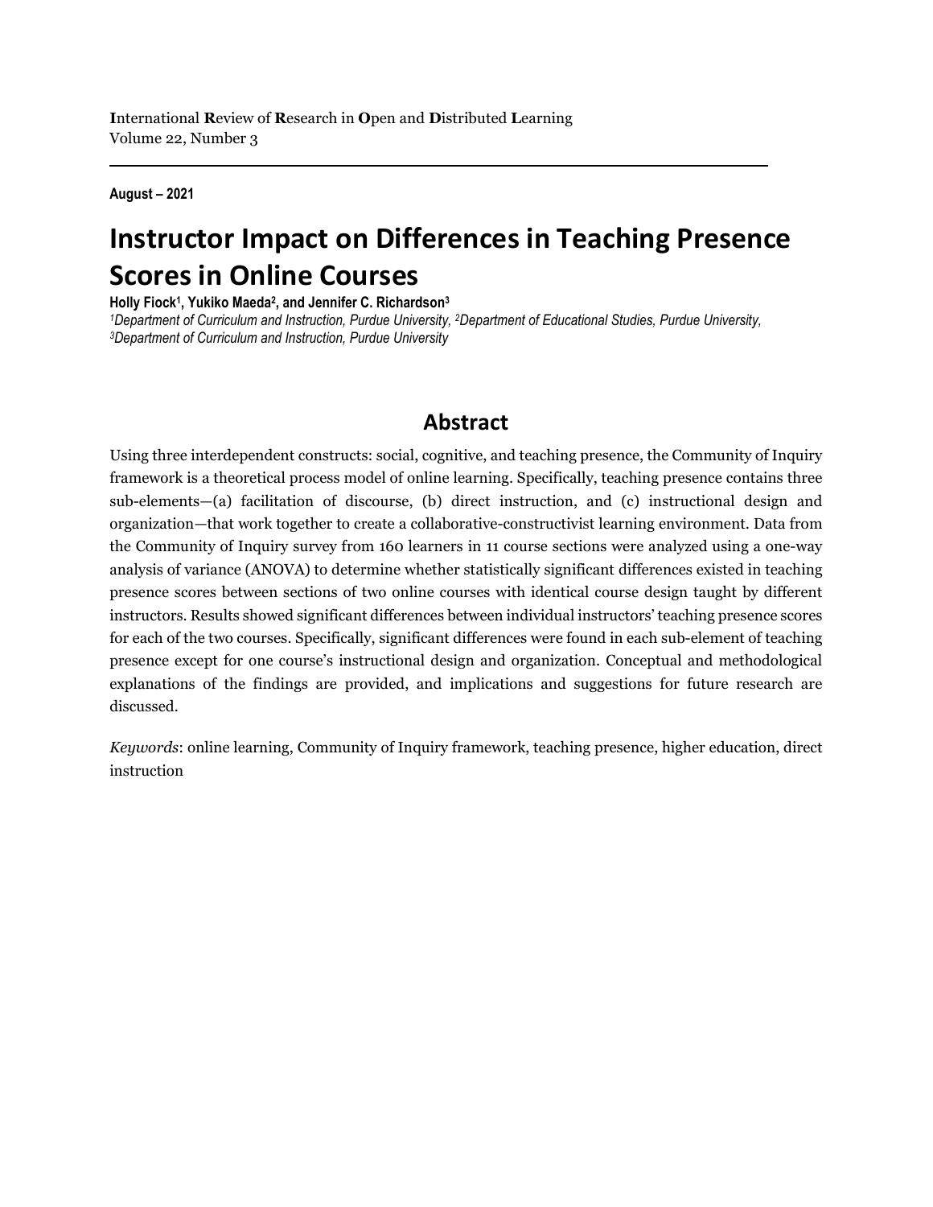**I**nternational **R**eview of **R**esearch in **O**pen and **D**istributed **L**earning
Volume 22, Number 3

**August – 2021**

# Instructor Impact on Differences in Teaching Presence Scores in Online Courses

**Holly Fiock[1], Yukiko Maeda[2], and Jennifer C. Richardson[3]**
*[1]Department of Curriculum and Instruction, Purdue University, [2]Department of Educational Studies, Purdue University, [3]Department of Curriculum and Instruction, Purdue University*

## Abstract

Using three interdependent constructs: social, cognitive, and teaching presence, the Community of Inquiry framework is a theoretical process model of online learning. Specifically, teaching presence contains three sub-elements—(a) facilitation of discourse, (b) direct instruction, and (c) instructional design and organization—that work together to create a collaborative-constructivist learning environment. Data from the Community of Inquiry survey from 160 learners in 11 course sections were analyzed using a one-way analysis of variance (ANOVA) to determine whether statistically significant differences existed in teaching presence scores between sections of two online courses with identical course design taught by different instructors. Results showed significant differences between individual instructors' teaching presence scores for each of the two courses. Specifically, significant differences were found in each sub-element of teaching presence except for one course's instructional design and organization. Conceptual and methodological explanations of the findings are provided, and implications and suggestions for future research are discussed.

*Keywords*: online learning, Community of Inquiry framework, teaching presence, higher education, direct instruction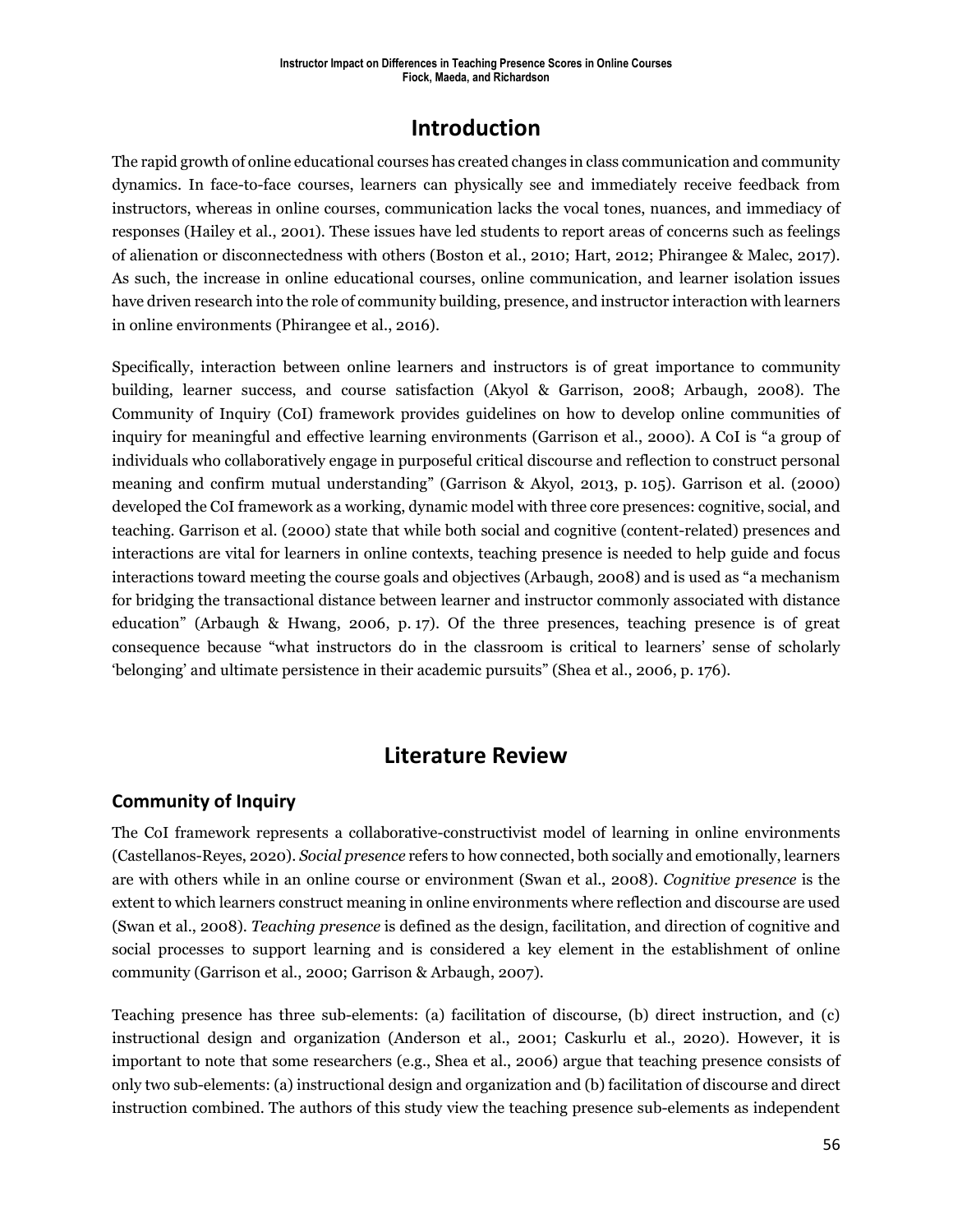# Introduction

The rapid growth of online educational courses has created changes in class communication and community dynamics. In face-to-face courses, learners can physically see and immediately receive feedback from instructors, whereas in online courses, communication lacks the vocal tones, nuances, and immediacy of responses (Hailey et al., 2001). These issues have led students to report areas of concerns such as feelings of alienation or disconnectedness with others (Boston et al., 2010; Hart, 2012; Phirangee & Malec, 2017). As such, the increase in online educational courses, online communication, and learner isolation issues have driven research into the role of community building, presence, and instructor interaction with learners in online environments (Phirangee et al., 2016).

Specifically, interaction between online learners and instructors is of great importance to community building, learner success, and course satisfaction (Akyol & Garrison, 2008; Arbaugh, 2008). The Community of Inquiry (CoI) framework provides guidelines on how to develop online communities of inquiry for meaningful and effective learning environments (Garrison et al., 2000). A CoI is "a group of individuals who collaboratively engage in purposeful critical discourse and reflection to construct personal meaning and confirm mutual understanding" (Garrison & Akyol, 2013, p. 105). Garrison et al. (2000) developed the CoI framework as a working, dynamic model with three core presences: cognitive, social, and teaching. Garrison et al. (2000) state that while both social and cognitive (content-related) presences and interactions are vital for learners in online contexts, teaching presence is needed to help guide and focus interactions toward meeting the course goals and objectives (Arbaugh, 2008) and is used as "a mechanism for bridging the transactional distance between learner and instructor commonly associated with distance education" (Arbaugh & Hwang, 2006, p. 17). Of the three presences, teaching presence is of great consequence because "what instructors do in the classroom is critical to learners' sense of scholarly 'belonging' and ultimate persistence in their academic pursuits" (Shea et al., 2006, p. 176).

# Literature Review

## Community of Inquiry

The CoI framework represents a collaborative-constructivist model of learning in online environments (Castellanos-Reyes, 2020). *Social presence* refers to how connected, both socially and emotionally, learners are with others while in an online course or environment (Swan et al., 2008). *Cognitive presence* is the extent to which learners construct meaning in online environments where reflection and discourse are used (Swan et al., 2008). *Teaching presence* is defined as the design, facilitation, and direction of cognitive and social processes to support learning and is considered a key element in the establishment of online community (Garrison et al., 2000; Garrison & Arbaugh, 2007).

Teaching presence has three sub-elements: (a) facilitation of discourse, (b) direct instruction, and (c) instructional design and organization (Anderson et al., 2001; Caskurlu et al., 2020). However, it is important to note that some researchers (e.g., Shea et al., 2006) argue that teaching presence consists of only two sub-elements: (a) instructional design and organization and (b) facilitation of discourse and direct instruction combined. The authors of this study view the teaching presence sub-elements as independent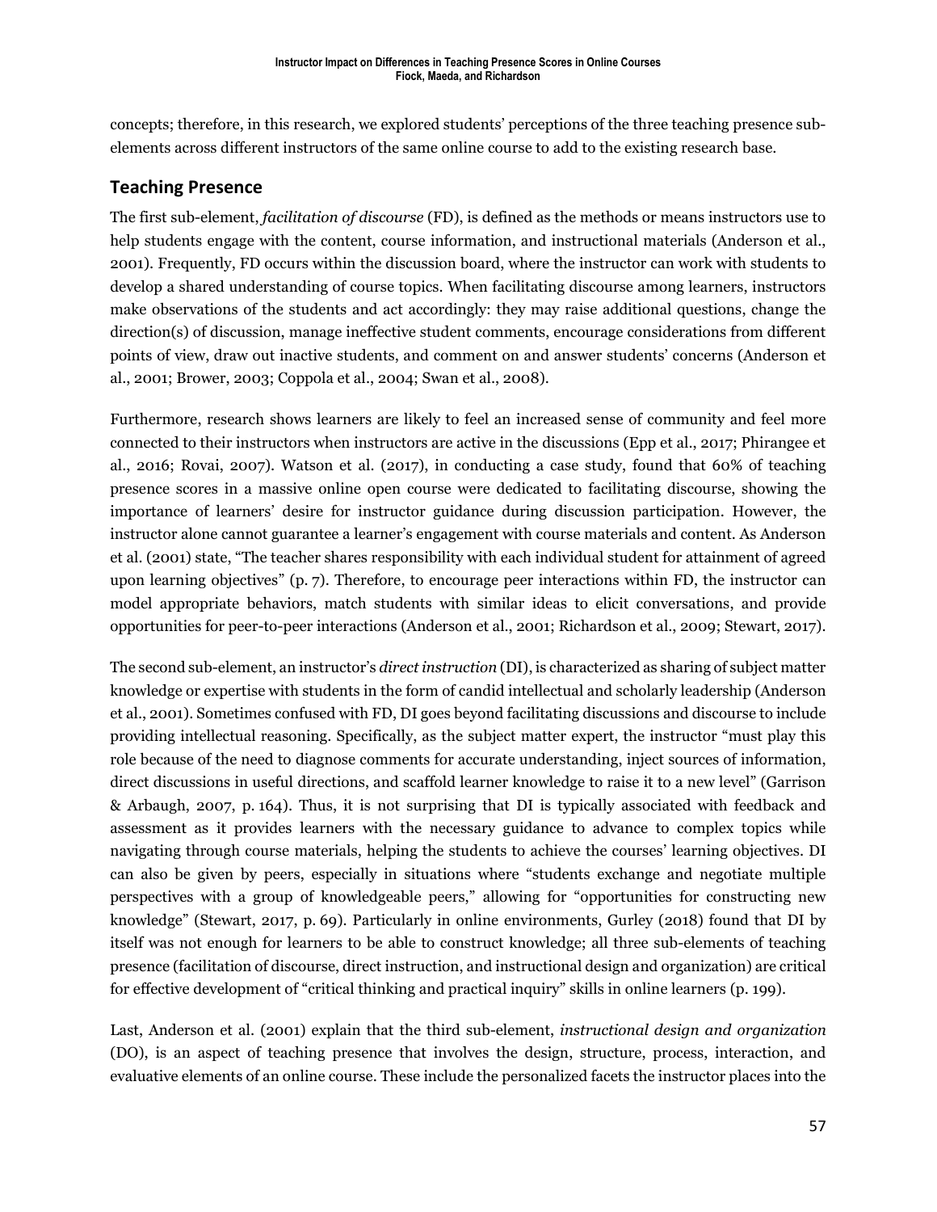concepts; therefore, in this research, we explored students' perceptions of the three teaching presence sub-elements across different instructors of the same online course to add to the existing research base.

## Teaching Presence

The first sub-element, *facilitation of discourse* (FD), is defined as the methods or means instructors use to help students engage with the content, course information, and instructional materials (Anderson et al., 2001). Frequently, FD occurs within the discussion board, where the instructor can work with students to develop a shared understanding of course topics. When facilitating discourse among learners, instructors make observations of the students and act accordingly: they may raise additional questions, change the direction(s) of discussion, manage ineffective student comments, encourage considerations from different points of view, draw out inactive students, and comment on and answer students' concerns (Anderson et al., 2001; Brower, 2003; Coppola et al., 2004; Swan et al., 2008).

Furthermore, research shows learners are likely to feel an increased sense of community and feel more connected to their instructors when instructors are active in the discussions (Epp et al., 2017; Phirangee et al., 2016; Rovai, 2007). Watson et al. (2017), in conducting a case study, found that 60% of teaching presence scores in a massive online open course were dedicated to facilitating discourse, showing the importance of learners' desire for instructor guidance during discussion participation. However, the instructor alone cannot guarantee a learner's engagement with course materials and content. As Anderson et al. (2001) state, "The teacher shares responsibility with each individual student for attainment of agreed upon learning objectives" (p. 7). Therefore, to encourage peer interactions within FD, the instructor can model appropriate behaviors, match students with similar ideas to elicit conversations, and provide opportunities for peer-to-peer interactions (Anderson et al., 2001; Richardson et al., 2009; Stewart, 2017).

The second sub-element, an instructor's *direct instruction* (DI), is characterized as sharing of subject matter knowledge or expertise with students in the form of candid intellectual and scholarly leadership (Anderson et al., 2001). Sometimes confused with FD, DI goes beyond facilitating discussions and discourse to include providing intellectual reasoning. Specifically, as the subject matter expert, the instructor "must play this role because of the need to diagnose comments for accurate understanding, inject sources of information, direct discussions in useful directions, and scaffold learner knowledge to raise it to a new level" (Garrison & Arbaugh, 2007, p. 164). Thus, it is not surprising that DI is typically associated with feedback and assessment as it provides learners with the necessary guidance to advance to complex topics while navigating through course materials, helping the students to achieve the courses' learning objectives. DI can also be given by peers, especially in situations where "students exchange and negotiate multiple perspectives with a group of knowledgeable peers," allowing for "opportunities for constructing new knowledge" (Stewart, 2017, p. 69). Particularly in online environments, Gurley (2018) found that DI by itself was not enough for learners to be able to construct knowledge; all three sub-elements of teaching presence (facilitation of discourse, direct instruction, and instructional design and organization) are critical for effective development of "critical thinking and practical inquiry" skills in online learners (p. 199).

Last, Anderson et al. (2001) explain that the third sub-element, *instructional design and organization* (DO), is an aspect of teaching presence that involves the design, structure, process, interaction, and evaluative elements of an online course. These include the personalized facets the instructor places into the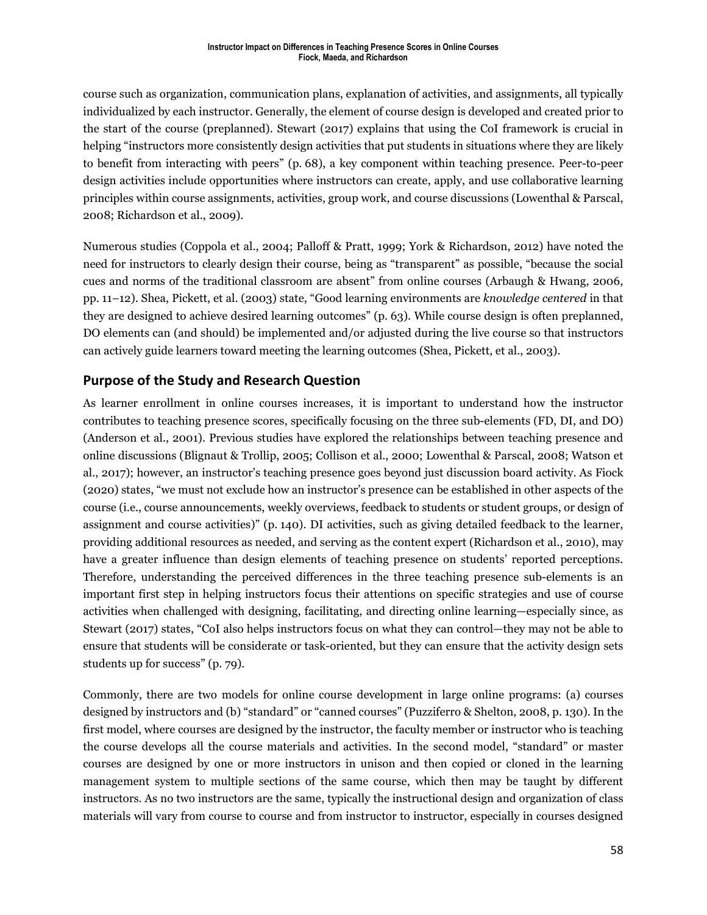course such as organization, communication plans, explanation of activities, and assignments, all typically individualized by each instructor. Generally, the element of course design is developed and created prior to the start of the course (preplanned). Stewart (2017) explains that using the CoI framework is crucial in helping "instructors more consistently design activities that put students in situations where they are likely to benefit from interacting with peers" (p. 68), a key component within teaching presence. Peer-to-peer design activities include opportunities where instructors can create, apply, and use collaborative learning principles within course assignments, activities, group work, and course discussions (Lowenthal & Parscal, 2008; Richardson et al., 2009).

Numerous studies (Coppola et al., 2004; Palloff & Pratt, 1999; York & Richardson, 2012) have noted the need for instructors to clearly design their course, being as "transparent" as possible, "because the social cues and norms of the traditional classroom are absent" from online courses (Arbaugh & Hwang, 2006, pp. 11–12). Shea, Pickett, et al. (2003) state, "Good learning environments are *knowledge centered* in that they are designed to achieve desired learning outcomes" (p. 63). While course design is often preplanned, DO elements can (and should) be implemented and/or adjusted during the live course so that instructors can actively guide learners toward meeting the learning outcomes (Shea, Pickett, et al., 2003).

## Purpose of the Study and Research Question

As learner enrollment in online courses increases, it is important to understand how the instructor contributes to teaching presence scores, specifically focusing on the three sub-elements (FD, DI, and DO) (Anderson et al., 2001). Previous studies have explored the relationships between teaching presence and online discussions (Blignaut & Trollip, 2005; Collison et al., 2000; Lowenthal & Parscal, 2008; Watson et al., 2017); however, an instructor's teaching presence goes beyond just discussion board activity. As Fiock (2020) states, "we must not exclude how an instructor's presence can be established in other aspects of the course (i.e., course announcements, weekly overviews, feedback to students or student groups, or design of assignment and course activities)" (p. 140). DI activities, such as giving detailed feedback to the learner, providing additional resources as needed, and serving as the content expert (Richardson et al., 2010), may have a greater influence than design elements of teaching presence on students' reported perceptions. Therefore, understanding the perceived differences in the three teaching presence sub-elements is an important first step in helping instructors focus their attentions on specific strategies and use of course activities when challenged with designing, facilitating, and directing online learning—especially since, as Stewart (2017) states, "CoI also helps instructors focus on what they can control—they may not be able to ensure that students will be considerate or task-oriented, but they can ensure that the activity design sets students up for success" (p. 79).

Commonly, there are two models for online course development in large online programs: (a) courses designed by instructors and (b) "standard" or "canned courses" (Puzziferro & Shelton, 2008, p. 130). In the first model, where courses are designed by the instructor, the faculty member or instructor who is teaching the course develops all the course materials and activities. In the second model, "standard" or master courses are designed by one or more instructors in unison and then copied or cloned in the learning management system to multiple sections of the same course, which then may be taught by different instructors. As no two instructors are the same, typically the instructional design and organization of class materials will vary from course to course and from instructor to instructor, especially in courses designed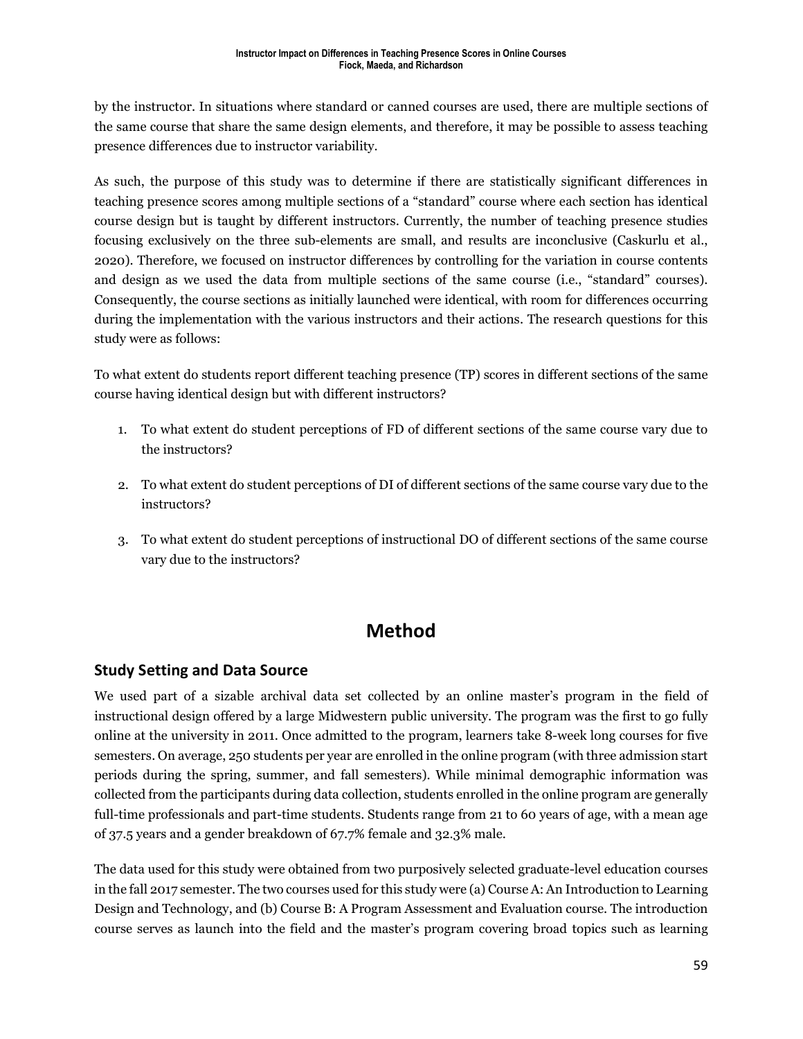by the instructor. In situations where standard or canned courses are used, there are multiple sections of the same course that share the same design elements, and therefore, it may be possible to assess teaching presence differences due to instructor variability.

As such, the purpose of this study was to determine if there are statistically significant differences in teaching presence scores among multiple sections of a "standard" course where each section has identical course design but is taught by different instructors. Currently, the number of teaching presence studies focusing exclusively on the three sub-elements are small, and results are inconclusive (Caskurlu et al., 2020). Therefore, we focused on instructor differences by controlling for the variation in course contents and design as we used the data from multiple sections of the same course (i.e., "standard" courses). Consequently, the course sections as initially launched were identical, with room for differences occurring during the implementation with the various instructors and their actions. The research questions for this study were as follows:

To what extent do students report different teaching presence (TP) scores in different sections of the same course having identical design but with different instructors?

1. To what extent do student perceptions of FD of different sections of the same course vary due to the instructors?
2. To what extent do student perceptions of DI of different sections of the same course vary due to the instructors?
3. To what extent do student perceptions of instructional DO of different sections of the same course vary due to the instructors?

# Method

## Study Setting and Data Source

We used part of a sizable archival data set collected by an online master's program in the field of instructional design offered by a large Midwestern public university. The program was the first to go fully online at the university in 2011. Once admitted to the program, learners take 8-week long courses for five semesters. On average, 250 students per year are enrolled in the online program (with three admission start periods during the spring, summer, and fall semesters). While minimal demographic information was collected from the participants during data collection, students enrolled in the online program are generally full-time professionals and part-time students. Students range from 21 to 60 years of age, with a mean age of 37.5 years and a gender breakdown of 67.7% female and 32.3% male.

The data used for this study were obtained from two purposively selected graduate-level education courses in the fall 2017 semester. The two courses used for this study were (a) Course A: An Introduction to Learning Design and Technology, and (b) Course B: A Program Assessment and Evaluation course. The introduction course serves as launch into the field and the master's program covering broad topics such as learning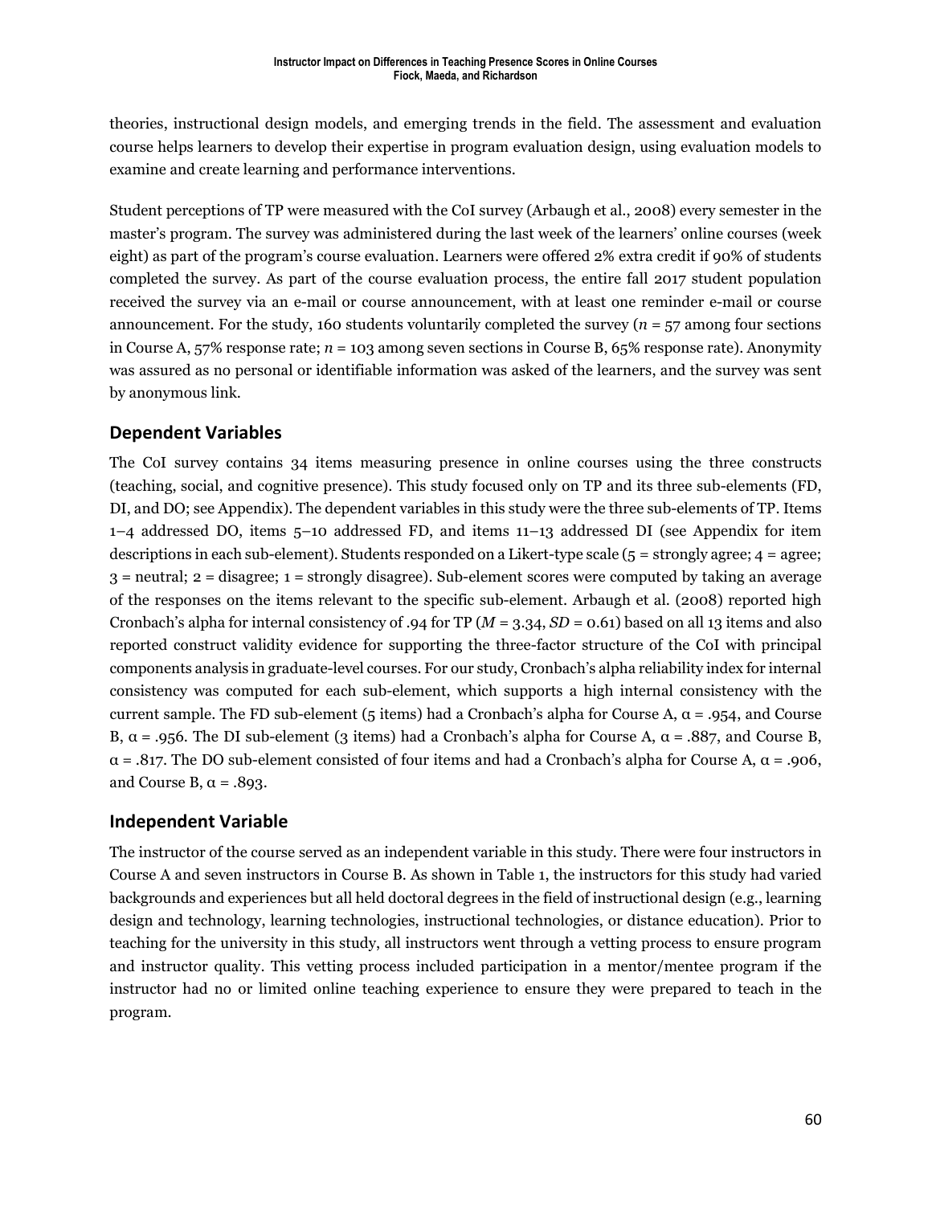theories, instructional design models, and emerging trends in the field. The assessment and evaluation course helps learners to develop their expertise in program evaluation design, using evaluation models to examine and create learning and performance interventions.

Student perceptions of TP were measured with the CoI survey (Arbaugh et al., 2008) every semester in the master's program. The survey was administered during the last week of the learners' online courses (week eight) as part of the program's course evaluation. Learners were offered 2% extra credit if 90% of students completed the survey. As part of the course evaluation process, the entire fall 2017 student population received the survey via an e-mail or course announcement, with at least one reminder e-mail or course announcement. For the study, 160 students voluntarily completed the survey ($n = 57$ among four sections in Course A, 57% response rate; $n = 103$ among seven sections in Course B, 65% response rate). Anonymity was assured as no personal or identifiable information was asked of the learners, and the survey was sent by anonymous link.

## Dependent Variables

The CoI survey contains 34 items measuring presence in online courses using the three constructs (teaching, social, and cognitive presence). This study focused only on TP and its three sub-elements (FD, DI, and DO; see Appendix). The dependent variables in this study were the three sub-elements of TP. Items 1–4 addressed DO, items 5–10 addressed FD, and items 11–13 addressed DI (see Appendix for item descriptions in each sub-element). Students responded on a Likert-type scale (5 = strongly agree; 4 = agree; 3 = neutral; 2 = disagree; 1 = strongly disagree). Sub-element scores were computed by taking an average of the responses on the items relevant to the specific sub-element. Arbaugh et al. (2008) reported high Cronbach's alpha for internal consistency of .94 for TP ($M = 3.34$, $SD = 0.61$) based on all 13 items and also reported construct validity evidence for supporting the three-factor structure of the CoI with principal components analysis in graduate-level courses. For our study, Cronbach's alpha reliability index for internal consistency was computed for each sub-element, which supports a high internal consistency with the current sample. The FD sub-element (5 items) had a Cronbach's alpha for Course A, $\alpha = .954$, and Course B, $\alpha = .956$. The DI sub-element (3 items) had a Cronbach's alpha for Course A, $\alpha = .887$, and Course B, $\alpha = .817$. The DO sub-element consisted of four items and had a Cronbach's alpha for Course A, $\alpha = .906$, and Course B, $\alpha = .893$.

## Independent Variable

The instructor of the course served as an independent variable in this study. There were four instructors in Course A and seven instructors in Course B. As shown in Table 1, the instructors for this study had varied backgrounds and experiences but all held doctoral degrees in the field of instructional design (e.g., learning design and technology, learning technologies, instructional technologies, or distance education). Prior to teaching for the university in this study, all instructors went through a vetting process to ensure program and instructor quality. This vetting process included participation in a mentor/mentee program if the instructor had no or limited online teaching experience to ensure they were prepared to teach in the program.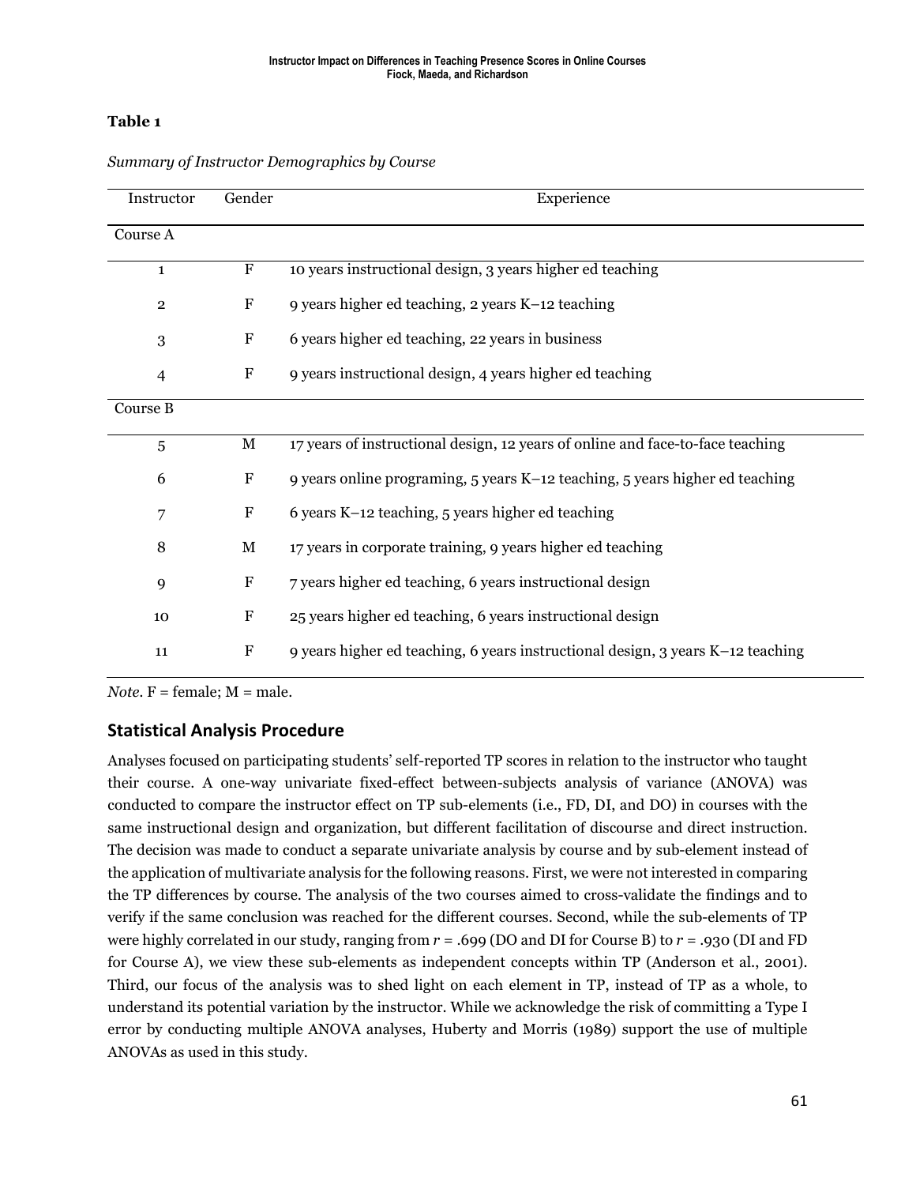**Table 1**

*Summary of Instructor Demographics by Course*

| Instructor | Gender | Experience |
|---|---|---|
| Course A | | |
| 1 | F | 10 years instructional design, 3 years higher ed teaching |
| 2 | F | 9 years higher ed teaching, 2 years K–12 teaching |
| 3 | F | 6 years higher ed teaching, 22 years in business |
| 4 | F | 9 years instructional design, 4 years higher ed teaching |
| Course B | | |
| 5 | M | 17 years of instructional design, 12 years of online and face-to-face teaching |
| 6 | F | 9 years online programing, 5 years K–12 teaching, 5 years higher ed teaching |
| 7 | F | 6 years K–12 teaching, 5 years higher ed teaching |
| 8 | M | 17 years in corporate training, 9 years higher ed teaching |
| 9 | F | 7 years higher ed teaching, 6 years instructional design |
| 10 | F | 25 years higher ed teaching, 6 years instructional design |
| 11 | F | 9 years higher ed teaching, 6 years instructional design, 3 years K–12 teaching |

*Note.* F = female; M = male.

## Statistical Analysis Procedure

Analyses focused on participating students' self-reported TP scores in relation to the instructor who taught their course. A one-way univariate fixed-effect between-subjects analysis of variance (ANOVA) was conducted to compare the instructor effect on TP sub-elements (i.e., FD, DI, and DO) in courses with the same instructional design and organization, but different facilitation of discourse and direct instruction. The decision was made to conduct a separate univariate analysis by course and by sub-element instead of the application of multivariate analysis for the following reasons. First, we were not interested in comparing the TP differences by course. The analysis of the two courses aimed to cross-validate the findings and to verify if the same conclusion was reached for the different courses. Second, while the sub-elements of TP were highly correlated in our study, ranging from $r$ = .699 (DO and DI for Course B) to $r$ = .930 (DI and FD for Course A), we view these sub-elements as independent concepts within TP (Anderson et al., 2001). Third, our focus of the analysis was to shed light on each element in TP, instead of TP as a whole, to understand its potential variation by the instructor. While we acknowledge the risk of committing a Type I error by conducting multiple ANOVA analyses, Huberty and Morris (1989) support the use of multiple ANOVAs as used in this study.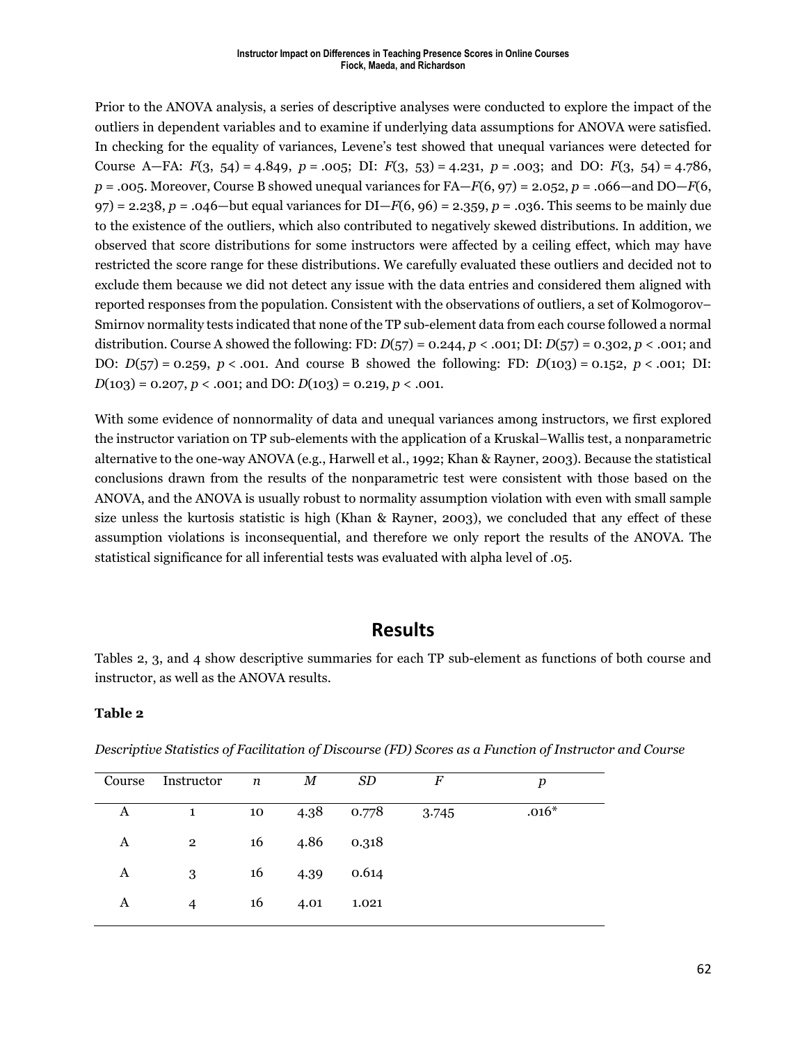Prior to the ANOVA analysis, a series of descriptive analyses were conducted to explore the impact of the outliers in dependent variables and to examine if underlying data assumptions for ANOVA were satisfied. In checking for the equality of variances, Levene's test showed that unequal variances were detected for Course A—FA: $F(3, 54) = 4.849$, $p = .005$; DI: $F(3, 53) = 4.231$, $p = .003$; and DO: $F(3, 54) = 4.786$, $p = .005$. Moreover, Course B showed unequal variances for FA—$F(6, 97) = 2.052$, $p = .066$—and DO—$F(6, 97) = 2.238$, $p = .046$—but equal variances for DI—$F(6, 96) = 2.359$, $p = .036$. This seems to be mainly due to the existence of the outliers, which also contributed to negatively skewed distributions. In addition, we observed that score distributions for some instructors were affected by a ceiling effect, which may have restricted the score range for these distributions. We carefully evaluated these outliers and decided not to exclude them because we did not detect any issue with the data entries and considered them aligned with reported responses from the population. Consistent with the observations of outliers, a set of Kolmogorov–Smirnov normality tests indicated that none of the TP sub-element data from each course followed a normal distribution. Course A showed the following: FD: $D(57) = 0.244$, $p < .001$; DI: $D(57) = 0.302$, $p < .001$; and DO: $D(57) = 0.259$, $p < .001$. And course B showed the following: FD: $D(103) = 0.152$, $p < .001$; DI: $D(103) = 0.207$, $p < .001$; and DO: $D(103) = 0.219$, $p < .001$.

With some evidence of nonnormality of data and unequal variances among instructors, we first explored the instructor variation on TP sub-elements with the application of a Kruskal–Wallis test, a nonparametric alternative to the one-way ANOVA (e.g., Harwell et al., 1992; Khan & Rayner, 2003). Because the statistical conclusions drawn from the results of the nonparametric test were consistent with those based on the ANOVA, and the ANOVA is usually robust to normality assumption violation with even with small sample size unless the kurtosis statistic is high (Khan & Rayner, 2003), we concluded that any effect of these assumption violations is inconsequential, and therefore we only report the results of the ANOVA. The statistical significance for all inferential tests was evaluated with alpha level of .05.

## Results

Tables 2, 3, and 4 show descriptive summaries for each TP sub-element as functions of both course and instructor, as well as the ANOVA results.

**Table 2**

*Descriptive Statistics of Facilitation of Discourse (FD) Scores as a Function of Instructor and Course*

| Course | Instructor | *n* | *M* | *SD* | *F* | *p* |
|---|---|---|---|---|---|---|
| A | 1 | 10 | 4.38 | 0.778 | 3.745 | .016* |
| A | 2 | 16 | 4.86 | 0.318 | | |
| A | 3 | 16 | 4.39 | 0.614 | | |
| A | 4 | 16 | 4.01 | 1.021 | | |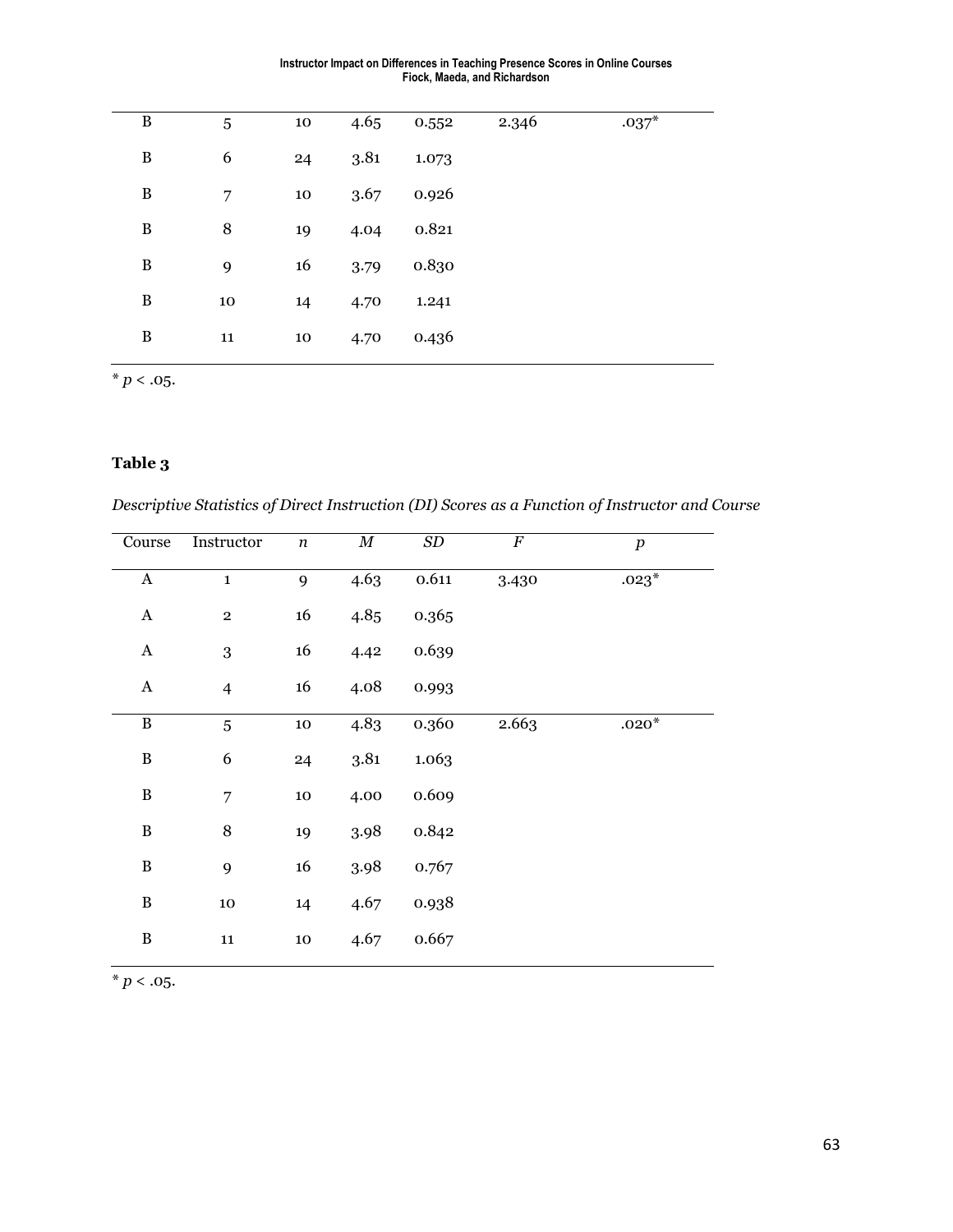| B | 5 | 10 | 4.65 | 0.552 | 2.346 | .037* |
|---|---|---|---|---|---|---|
| B | 6 | 24 | 3.81 | 1.073 | | |
| B | 7 | 10 | 3.67 | 0.926 | | |
| B | 8 | 19 | 4.04 | 0.821 | | |
| B | 9 | 16 | 3.79 | 0.830 | | |
| B | 10 | 14 | 4.70 | 1.241 | | |
| B | 11 | 10 | 4.70 | 0.436 | | |

\* $p < .05$.

### Table 3

*Descriptive Statistics of Direct Instruction (DI) Scores as a Function of Instructor and Course*

| Course | Instructor | $n$ | $M$ | $SD$ | $F$ | $p$ |
|---|---|---|---|---|---|---|
| A | 1 | 9 | 4.63 | 0.611 | 3.430 | .023* |
| A | 2 | 16 | 4.85 | 0.365 | | |
| A | 3 | 16 | 4.42 | 0.639 | | |
| A | 4 | 16 | 4.08 | 0.993 | | |
| B | 5 | 10 | 4.83 | 0.360 | 2.663 | .020* |
| B | 6 | 24 | 3.81 | 1.063 | | |
| B | 7 | 10 | 4.00 | 0.609 | | |
| B | 8 | 19 | 3.98 | 0.842 | | |
| B | 9 | 16 | 3.98 | 0.767 | | |
| B | 10 | 14 | 4.67 | 0.938 | | |
| B | 11 | 10 | 4.67 | 0.667 | | |

\* $p < .05$.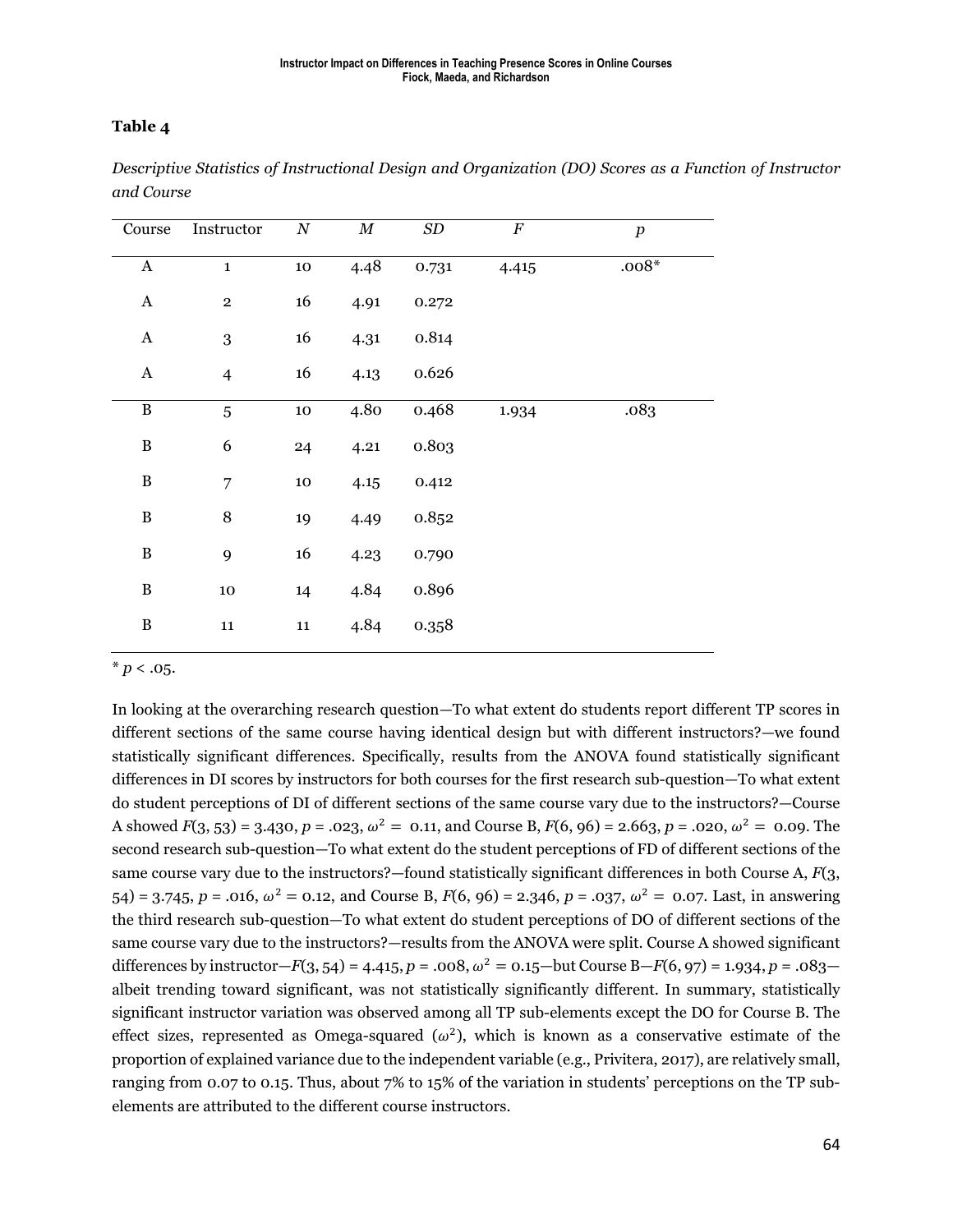**Table 4**

*Descriptive Statistics of Instructional Design and Organization (DO) Scores as a Function of Instructor and Course*

| Course | Instructor | *N* | *M* | *SD* | *F* | *p* |
|---|---|---|---|---|---|---|
| A | 1 | 10 | 4.48 | 0.731 | 4.415 | .008* |
| A | 2 | 16 | 4.91 | 0.272 | | |
| A | 3 | 16 | 4.31 | 0.814 | | |
| A | 4 | 16 | 4.13 | 0.626 | | |
| B | 5 | 10 | 4.80 | 0.468 | 1.934 | .083 |
| B | 6 | 24 | 4.21 | 0.803 | | |
| B | 7 | 10 | 4.15 | 0.412 | | |
| B | 8 | 19 | 4.49 | 0.852 | | |
| B | 9 | 16 | 4.23 | 0.790 | | |
| B | 10 | 14 | 4.84 | 0.896 | | |
| B | 11 | 11 | 4.84 | 0.358 | | |

\* $p < .05$.

In looking at the overarching research question—To what extent do students report different TP scores in different sections of the same course having identical design but with different instructors?—we found statistically significant differences. Specifically, results from the ANOVA found statistically significant differences in DI scores by instructors for both courses for the first research sub-question—To what extent do student perceptions of DI of different sections of the same course vary due to the instructors?—Course A showed $F(3, 53) = 3.430$, $p = .023$, $\omega^2 = 0.11$, and Course B, $F(6, 96) = 2.663$, $p = .020$, $\omega^2 = 0.09$. The second research sub-question—To what extent do the student perceptions of FD of different sections of the same course vary due to the instructors?—found statistically significant differences in both Course A, $F(3, 54) = 3.745$, $p = .016$, $\omega^2 = 0.12$, and Course B, $F(6, 96) = 2.346$, $p = .037$, $\omega^2 = 0.07$. Last, in answering the third research sub-question—To what extent do student perceptions of DO of different sections of the same course vary due to the instructors?—results from the ANOVA were split. Course A showed significant differences by instructor—$F(3, 54) = 4.415$, $p = .008$, $\omega^2 = 0.15$—but Course B—$F(6, 97) = 1.934$, $p = .083$—albeit trending toward significant, was not statistically significantly different. In summary, statistically significant instructor variation was observed among all TP sub-elements except the DO for Course B. The effect sizes, represented as Omega-squared ($\omega^2$), which is known as a conservative estimate of the proportion of explained variance due to the independent variable (e.g., Privitera, 2017), are relatively small, ranging from 0.07 to 0.15. Thus, about 7% to 15% of the variation in students' perceptions on the TP sub-elements are attributed to the different course instructors.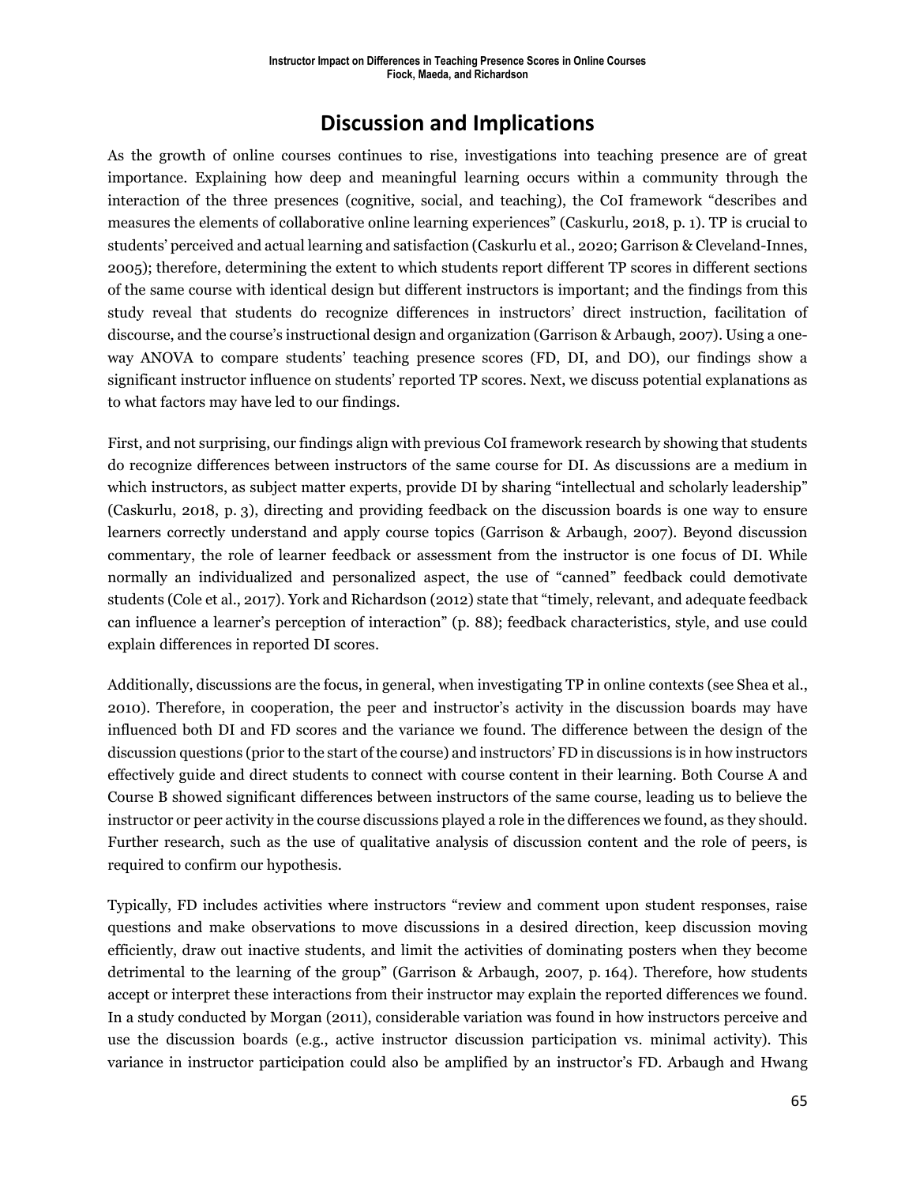# Discussion and Implications

As the growth of online courses continues to rise, investigations into teaching presence are of great importance. Explaining how deep and meaningful learning occurs within a community through the interaction of the three presences (cognitive, social, and teaching), the CoI framework "describes and measures the elements of collaborative online learning experiences" (Caskurlu, 2018, p. 1). TP is crucial to students' perceived and actual learning and satisfaction (Caskurlu et al., 2020; Garrison & Cleveland-Innes, 2005); therefore, determining the extent to which students report different TP scores in different sections of the same course with identical design but different instructors is important; and the findings from this study reveal that students do recognize differences in instructors' direct instruction, facilitation of discourse, and the course's instructional design and organization (Garrison & Arbaugh, 2007). Using a one-way ANOVA to compare students' teaching presence scores (FD, DI, and DO), our findings show a significant instructor influence on students' reported TP scores. Next, we discuss potential explanations as to what factors may have led to our findings.

First, and not surprising, our findings align with previous CoI framework research by showing that students do recognize differences between instructors of the same course for DI. As discussions are a medium in which instructors, as subject matter experts, provide DI by sharing "intellectual and scholarly leadership" (Caskurlu, 2018, p. 3), directing and providing feedback on the discussion boards is one way to ensure learners correctly understand and apply course topics (Garrison & Arbaugh, 2007). Beyond discussion commentary, the role of learner feedback or assessment from the instructor is one focus of DI. While normally an individualized and personalized aspect, the use of "canned" feedback could demotivate students (Cole et al., 2017). York and Richardson (2012) state that "timely, relevant, and adequate feedback can influence a learner's perception of interaction" (p. 88); feedback characteristics, style, and use could explain differences in reported DI scores.

Additionally, discussions are the focus, in general, when investigating TP in online contexts (see Shea et al., 2010). Therefore, in cooperation, the peer and instructor's activity in the discussion boards may have influenced both DI and FD scores and the variance we found. The difference between the design of the discussion questions (prior to the start of the course) and instructors' FD in discussions is in how instructors effectively guide and direct students to connect with course content in their learning. Both Course A and Course B showed significant differences between instructors of the same course, leading us to believe the instructor or peer activity in the course discussions played a role in the differences we found, as they should. Further research, such as the use of qualitative analysis of discussion content and the role of peers, is required to confirm our hypothesis.

Typically, FD includes activities where instructors "review and comment upon student responses, raise questions and make observations to move discussions in a desired direction, keep discussion moving efficiently, draw out inactive students, and limit the activities of dominating posters when they become detrimental to the learning of the group" (Garrison & Arbaugh, 2007, p. 164). Therefore, how students accept or interpret these interactions from their instructor may explain the reported differences we found. In a study conducted by Morgan (2011), considerable variation was found in how instructors perceive and use the discussion boards (e.g., active instructor discussion participation vs. minimal activity). This variance in instructor participation could also be amplified by an instructor's FD. Arbaugh and Hwang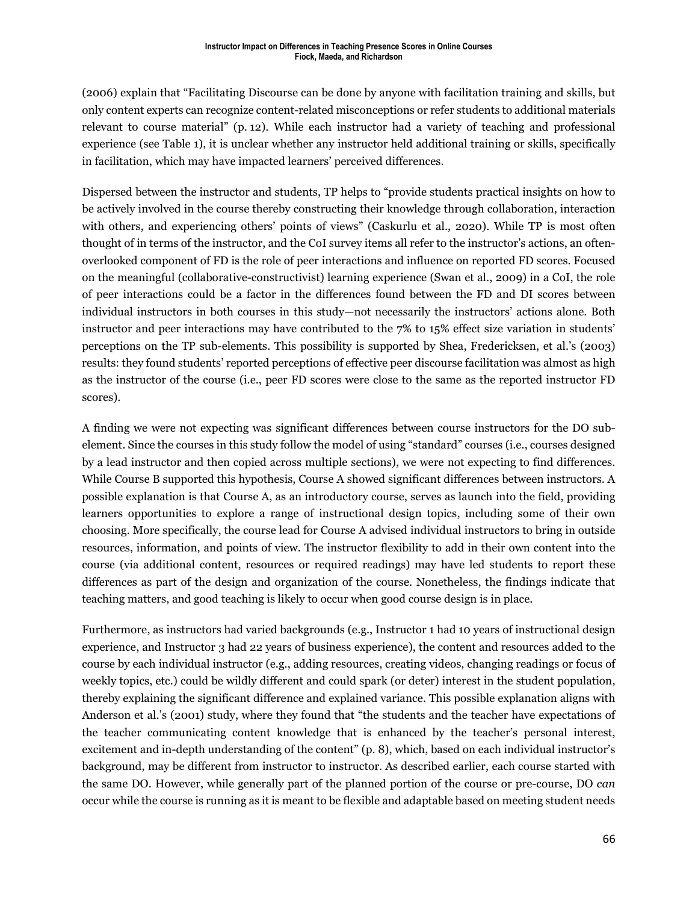(2006) explain that "Facilitating Discourse can be done by anyone with facilitation training and skills, but only content experts can recognize content-related misconceptions or refer students to additional materials relevant to course material" (p. 12). While each instructor had a variety of teaching and professional experience (see Table 1), it is unclear whether any instructor held additional training or skills, specifically in facilitation, which may have impacted learners' perceived differences.

Dispersed between the instructor and students, TP helps to "provide students practical insights on how to be actively involved in the course thereby constructing their knowledge through collaboration, interaction with others, and experiencing others' points of views" (Caskurlu et al., 2020). While TP is most often thought of in terms of the instructor, and the CoI survey items all refer to the instructor's actions, an often-overlooked component of FD is the role of peer interactions and influence on reported FD scores. Focused on the meaningful (collaborative-constructivist) learning experience (Swan et al., 2009) in a CoI, the role of peer interactions could be a factor in the differences found between the FD and DI scores between individual instructors in both courses in this study—not necessarily the instructors' actions alone. Both instructor and peer interactions may have contributed to the 7% to 15% effect size variation in students' perceptions on the TP sub-elements. This possibility is supported by Shea, Fredericksen, et al.'s (2003) results: they found students' reported perceptions of effective peer discourse facilitation was almost as high as the instructor of the course (i.e., peer FD scores were close to the same as the reported instructor FD scores).

A finding we were not expecting was significant differences between course instructors for the DO sub-element. Since the courses in this study follow the model of using "standard" courses (i.e., courses designed by a lead instructor and then copied across multiple sections), we were not expecting to find differences. While Course B supported this hypothesis, Course A showed significant differences between instructors. A possible explanation is that Course A, as an introductory course, serves as launch into the field, providing learners opportunities to explore a range of instructional design topics, including some of their own choosing. More specifically, the course lead for Course A advised individual instructors to bring in outside resources, information, and points of view. The instructor flexibility to add in their own content into the course (via additional content, resources or required readings) may have led students to report these differences as part of the design and organization of the course. Nonetheless, the findings indicate that teaching matters, and good teaching is likely to occur when good course design is in place.

Furthermore, as instructors had varied backgrounds (e.g., Instructor 1 had 10 years of instructional design experience, and Instructor 3 had 22 years of business experience), the content and resources added to the course by each individual instructor (e.g., adding resources, creating videos, changing readings or focus of weekly topics, etc.) could be wildly different and could spark (or deter) interest in the student population, thereby explaining the significant difference and explained variance. This possible explanation aligns with Anderson et al.'s (2001) study, where they found that "the students and the teacher have expectations of the teacher communicating content knowledge that is enhanced by the teacher's personal interest, excitement and in-depth understanding of the content" (p. 8), which, based on each individual instructor's background, may be different from instructor to instructor. As described earlier, each course started with the same DO. However, while generally part of the planned portion of the course or pre-course, DO *can* occur while the course is running as it is meant to be flexible and adaptable based on meeting student needs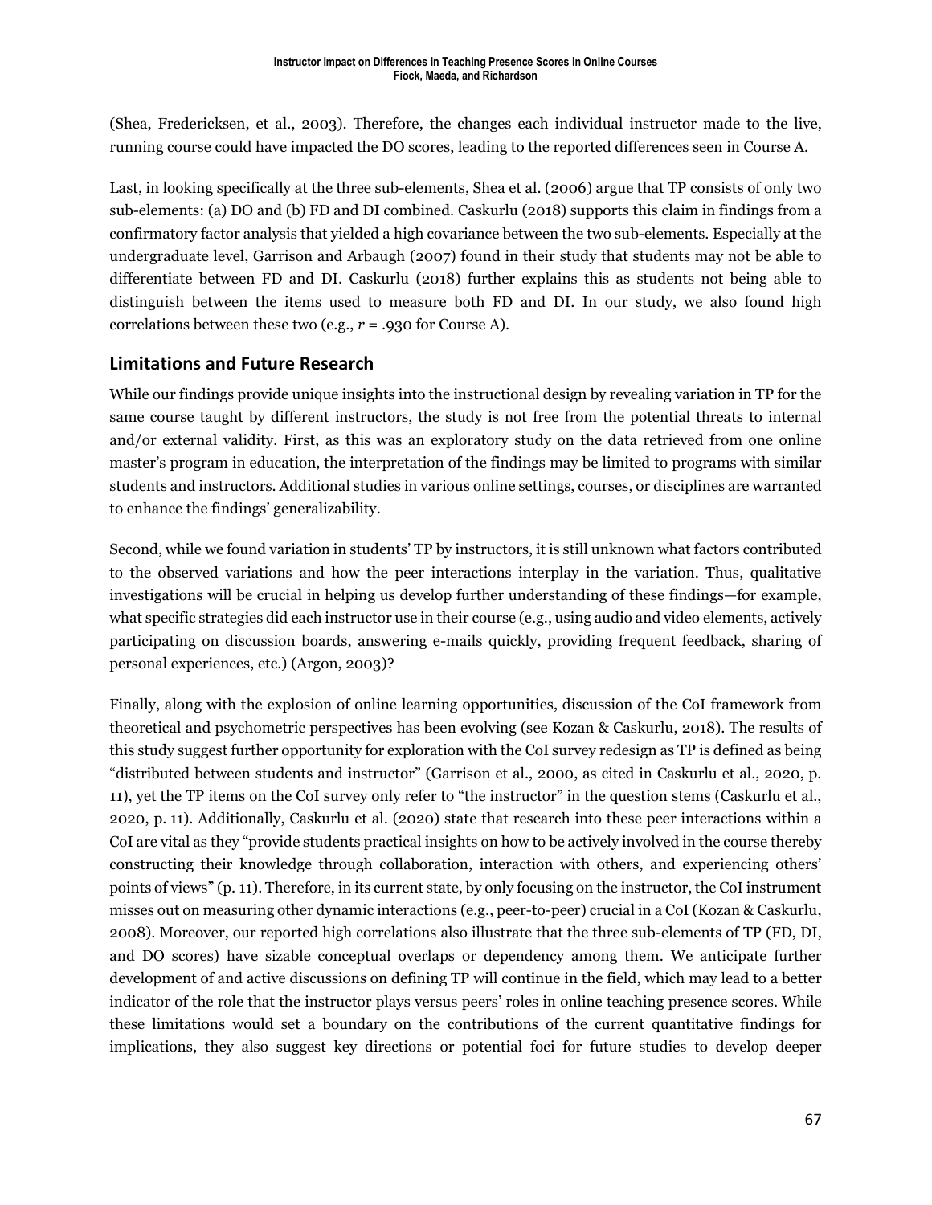(Shea, Fredericksen, et al., 2003). Therefore, the changes each individual instructor made to the live, running course could have impacted the DO scores, leading to the reported differences seen in Course A.

Last, in looking specifically at the three sub-elements, Shea et al. (2006) argue that TP consists of only two sub-elements: (a) DO and (b) FD and DI combined. Caskurlu (2018) supports this claim in findings from a confirmatory factor analysis that yielded a high covariance between the two sub-elements. Especially at the undergraduate level, Garrison and Arbaugh (2007) found in their study that students may not be able to differentiate between FD and DI. Caskurlu (2018) further explains this as students not being able to distinguish between the items used to measure both FD and DI. In our study, we also found high correlations between these two (e.g., $r$ = .930 for Course A).

## Limitations and Future Research

While our findings provide unique insights into the instructional design by revealing variation in TP for the same course taught by different instructors, the study is not free from the potential threats to internal and/or external validity. First, as this was an exploratory study on the data retrieved from one online master's program in education, the interpretation of the findings may be limited to programs with similar students and instructors. Additional studies in various online settings, courses, or disciplines are warranted to enhance the findings' generalizability.

Second, while we found variation in students' TP by instructors, it is still unknown what factors contributed to the observed variations and how the peer interactions interplay in the variation. Thus, qualitative investigations will be crucial in helping us develop further understanding of these findings—for example, what specific strategies did each instructor use in their course (e.g., using audio and video elements, actively participating on discussion boards, answering e-mails quickly, providing frequent feedback, sharing of personal experiences, etc.) (Argon, 2003)?

Finally, along with the explosion of online learning opportunities, discussion of the CoI framework from theoretical and psychometric perspectives has been evolving (see Kozan & Caskurlu, 2018). The results of this study suggest further opportunity for exploration with the CoI survey redesign as TP is defined as being "distributed between students and instructor" (Garrison et al., 2000, as cited in Caskurlu et al., 2020, p. 11), yet the TP items on the CoI survey only refer to "the instructor" in the question stems (Caskurlu et al., 2020, p. 11). Additionally, Caskurlu et al. (2020) state that research into these peer interactions within a CoI are vital as they "provide students practical insights on how to be actively involved in the course thereby constructing their knowledge through collaboration, interaction with others, and experiencing others' points of views" (p. 11). Therefore, in its current state, by only focusing on the instructor, the CoI instrument misses out on measuring other dynamic interactions (e.g., peer-to-peer) crucial in a CoI (Kozan & Caskurlu, 2008). Moreover, our reported high correlations also illustrate that the three sub-elements of TP (FD, DI, and DO scores) have sizable conceptual overlaps or dependency among them. We anticipate further development of and active discussions on defining TP will continue in the field, which may lead to a better indicator of the role that the instructor plays versus peers' roles in online teaching presence scores. While these limitations would set a boundary on the contributions of the current quantitative findings for implications, they also suggest key directions or potential foci for future studies to develop deeper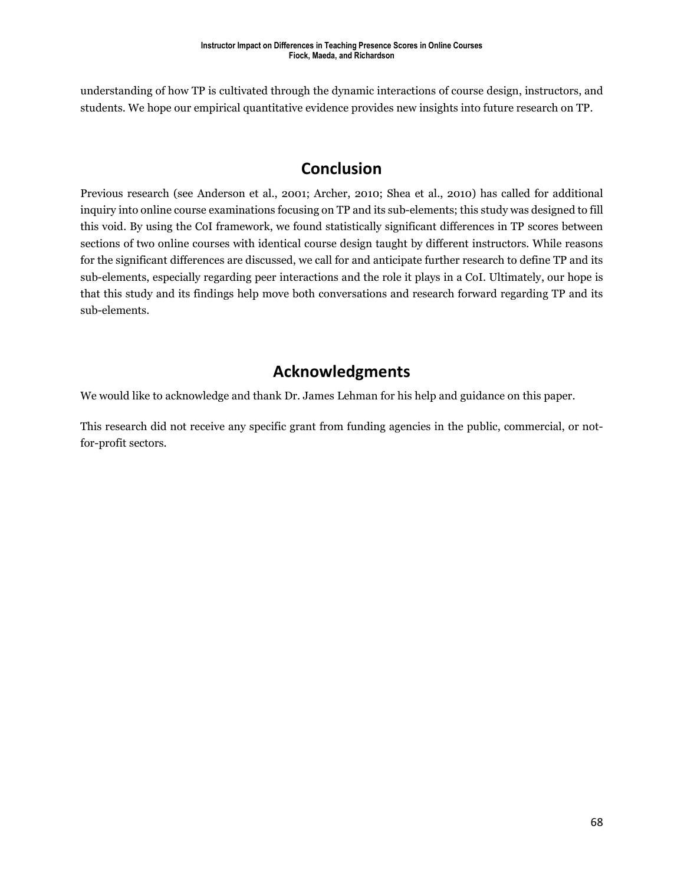understanding of how TP is cultivated through the dynamic interactions of course design, instructors, and students. We hope our empirical quantitative evidence provides new insights into future research on TP.

## Conclusion

Previous research (see Anderson et al., 2001; Archer, 2010; Shea et al., 2010) has called for additional inquiry into online course examinations focusing on TP and its sub-elements; this study was designed to fill this void. By using the CoI framework, we found statistically significant differences in TP scores between sections of two online courses with identical course design taught by different instructors. While reasons for the significant differences are discussed, we call for and anticipate further research to define TP and its sub-elements, especially regarding peer interactions and the role it plays in a CoI. Ultimately, our hope is that this study and its findings help move both conversations and research forward regarding TP and its sub-elements.

## Acknowledgments

We would like to acknowledge and thank Dr. James Lehman for his help and guidance on this paper.

This research did not receive any specific grant from funding agencies in the public, commercial, or not-for-profit sectors.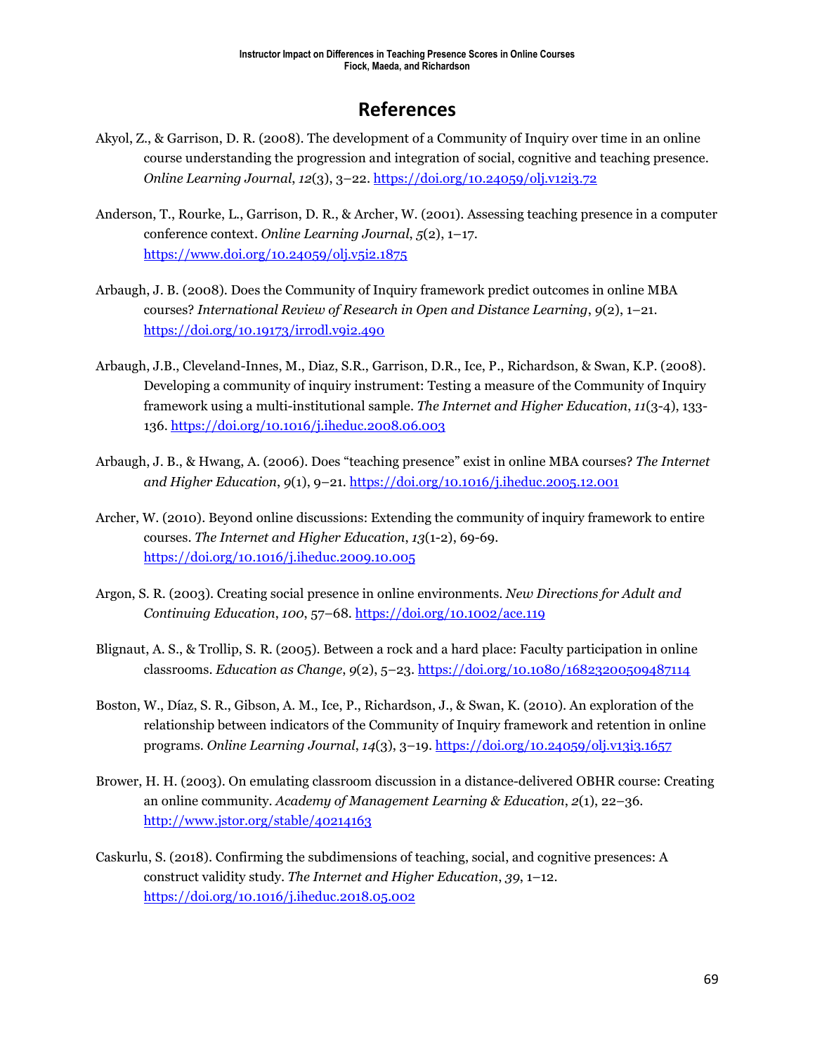## References

Akyol, Z., & Garrison, D. R. (2008). The development of a Community of Inquiry over time in an online course understanding the progression and integration of social, cognitive and teaching presence. *Online Learning Journal*, *12*(3), 3–22. https://doi.org/10.24059/olj.v12i3.72

Anderson, T., Rourke, L., Garrison, D. R., & Archer, W. (2001). Assessing teaching presence in a computer conference context. *Online Learning Journal*, *5*(2), 1–17. https://www.doi.org/10.24059/olj.v5i2.1875

Arbaugh, J. B. (2008). Does the Community of Inquiry framework predict outcomes in online MBA courses? *International Review of Research in Open and Distance Learning*, *9*(2), 1–21. https://doi.org/10.19173/irrodl.v9i2.490

Arbaugh, J.B., Cleveland-Innes, M., Diaz, S.R., Garrison, D.R., Ice, P., Richardson, & Swan, K.P. (2008). Developing a community of inquiry instrument: Testing a measure of the Community of Inquiry framework using a multi-institutional sample. *The Internet and Higher Education*, *11*(3-4), 133-136. https://doi.org/10.1016/j.iheduc.2008.06.003

Arbaugh, J. B., & Hwang, A. (2006). Does "teaching presence" exist in online MBA courses? *The Internet and Higher Education*, *9*(1), 9–21. https://doi.org/10.1016/j.iheduc.2005.12.001

Archer, W. (2010). Beyond online discussions: Extending the community of inquiry framework to entire courses. *The Internet and Higher Education*, *13*(1-2), 69-69. https://doi.org/10.1016/j.iheduc.2009.10.005

Argon, S. R. (2003). Creating social presence in online environments. *New Directions for Adult and Continuing Education*, *100*, 57–68. https://doi.org/10.1002/ace.119

Blignaut, A. S., & Trollip, S. R. (2005). Between a rock and a hard place: Faculty participation in online classrooms. *Education as Change*, *9*(2), 5–23. https://doi.org/10.1080/16823200509487114

Boston, W., Díaz, S. R., Gibson, A. M., Ice, P., Richardson, J., & Swan, K. (2010). An exploration of the relationship between indicators of the Community of Inquiry framework and retention in online programs. *Online Learning Journal*, *14*(3), 3–19. https://doi.org/10.24059/olj.v13i3.1657

Brower, H. H. (2003). On emulating classroom discussion in a distance-delivered OBHR course: Creating an online community. *Academy of Management Learning & Education*, *2*(1), 22–36. http://www.jstor.org/stable/40214163

Caskurlu, S. (2018). Confirming the subdimensions of teaching, social, and cognitive presences: A construct validity study. *The Internet and Higher Education*, *39*, 1–12. https://doi.org/10.1016/j.iheduc.2018.05.002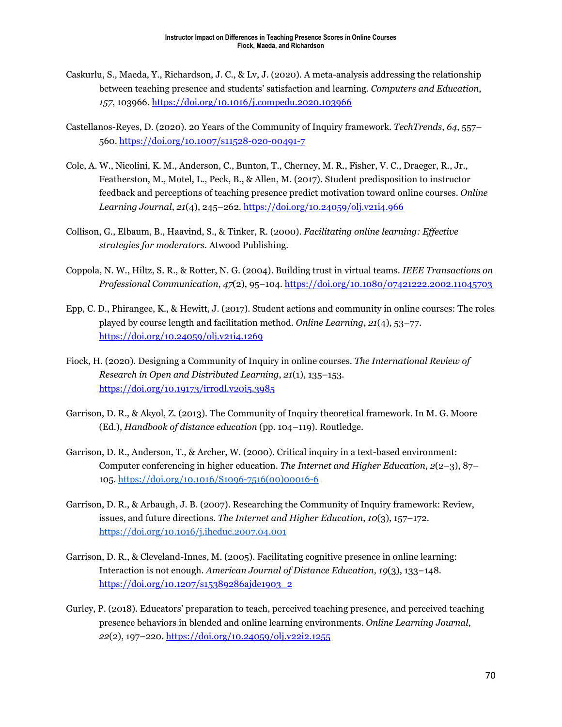Caskurlu, S., Maeda, Y., Richardson, J. C., & Lv, J. (2020). A meta-analysis addressing the relationship between teaching presence and students' satisfaction and learning. *Computers and Education*, *157*, 103966. https://doi.org/10.1016/j.compedu.2020.103966

Castellanos-Reyes, D. (2020). 20 Years of the Community of Inquiry framework. *TechTrends*, *64*, 557–560. https://doi.org/10.1007/s11528-020-00491-7

Cole, A. W., Nicolini, K. M., Anderson, C., Bunton, T., Cherney, M. R., Fisher, V. C., Draeger, R., Jr., Featherston, M., Motel, L., Peck, B., & Allen, M. (2017). Student predisposition to instructor feedback and perceptions of teaching presence predict motivation toward online courses. *Online Learning Journal*, *21*(4), 245–262. https://doi.org/10.24059/olj.v21i4.966

Collison, G., Elbaum, B., Haavind, S., & Tinker, R. (2000). *Facilitating online learning: Effective strategies for moderators*. Atwood Publishing.

Coppola, N. W., Hiltz, S. R., & Rotter, N. G. (2004). Building trust in virtual teams. *IEEE Transactions on Professional Communication*, *47*(2), 95–104. https://doi.org/10.1080/07421222.2002.11045703

Epp, C. D., Phirangee, K., & Hewitt, J. (2017). Student actions and community in online courses: The roles played by course length and facilitation method. *Online Learning*, *21*(4), 53–77. https://doi.org/10.24059/olj.v21i4.1269

Fiock, H. (2020). Designing a Community of Inquiry in online courses. *The International Review of Research in Open and Distributed Learning*, *21*(1), 135–153. https://doi.org/10.19173/irrodl.v20i5.3985

Garrison, D. R., & Akyol, Z. (2013). The Community of Inquiry theoretical framework. In M. G. Moore (Ed.), *Handbook of distance education* (pp. 104–119). Routledge.

Garrison, D. R., Anderson, T., & Archer, W. (2000). Critical inquiry in a text-based environment: Computer conferencing in higher education. *The Internet and Higher Education*, *2*(2–3), 87–105. https://doi.org/10.1016/S1096-7516(00)00016-6

Garrison, D. R., & Arbaugh, J. B. (2007). Researching the Community of Inquiry framework: Review, issues, and future directions. *The Internet and Higher Education*, *10*(3), 157–172. https://doi.org/10.1016/j.iheduc.2007.04.001

Garrison, D. R., & Cleveland-Innes, M. (2005). Facilitating cognitive presence in online learning: Interaction is not enough. *American Journal of Distance Education*, *19*(3), 133–148. https://doi.org/10.1207/s15389286ajde1903_2

Gurley, P. (2018). Educators' preparation to teach, perceived teaching presence, and perceived teaching presence behaviors in blended and online learning environments. *Online Learning Journal*, *22*(2), 197–220. https://doi.org/10.24059/olj.v22i2.1255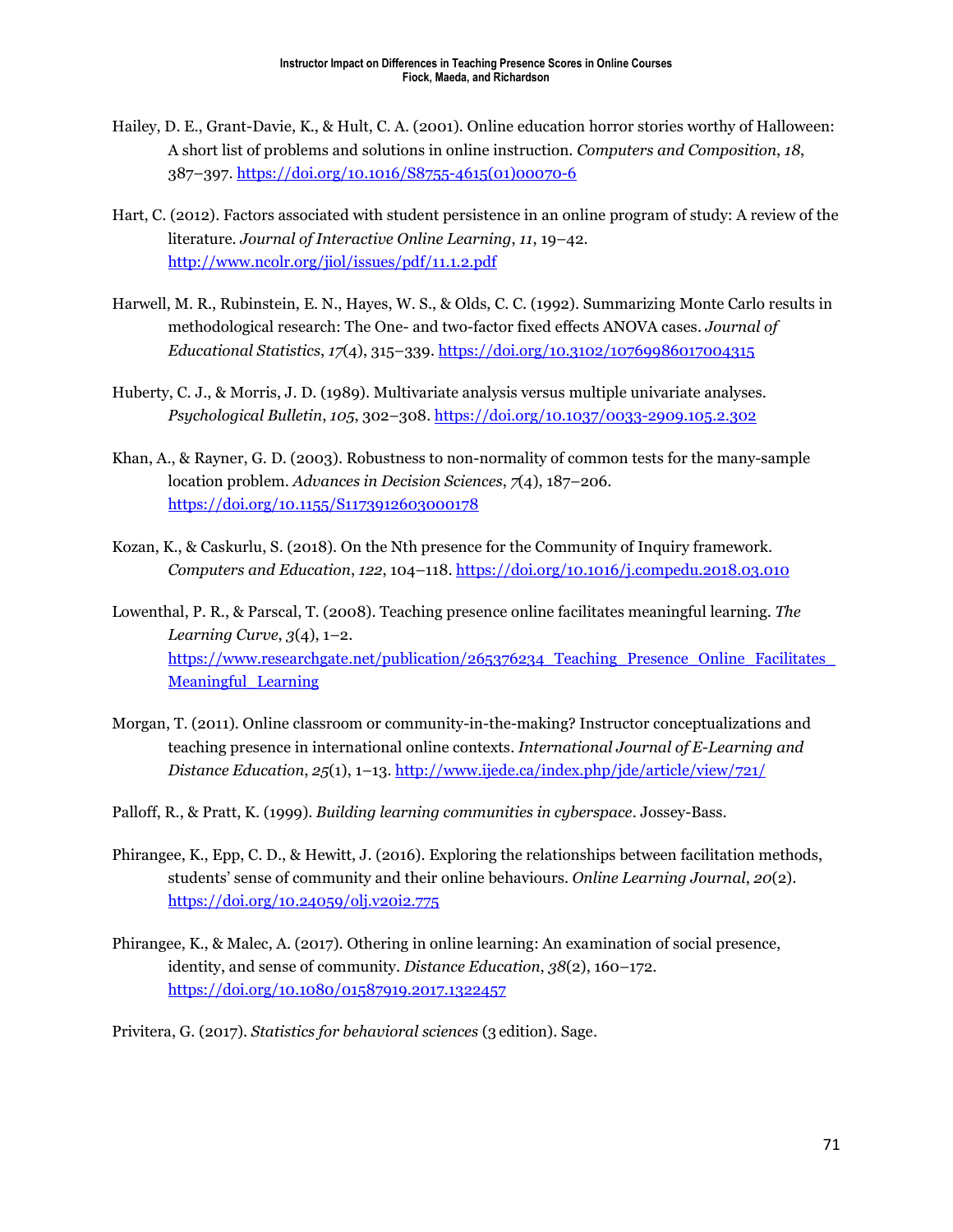Hailey, D. E., Grant-Davie, K., & Hult, C. A. (2001). Online education horror stories worthy of Halloween: A short list of problems and solutions in online instruction. *Computers and Composition*, *18*, 387–397. https://doi.org/10.1016/S8755-4615(01)00070-6

Hart, C. (2012). Factors associated with student persistence in an online program of study: A review of the literature. *Journal of Interactive Online Learning*, *11*, 19–42. http://www.ncolr.org/jiol/issues/pdf/11.1.2.pdf

Harwell, M. R., Rubinstein, E. N., Hayes, W. S., & Olds, C. C. (1992). Summarizing Monte Carlo results in methodological research: The One- and two-factor fixed effects ANOVA cases. *Journal of Educational Statistics*, *17*(4), 315–339. https://doi.org/10.3102/10769986017004315

Huberty, C. J., & Morris, J. D. (1989). Multivariate analysis versus multiple univariate analyses. *Psychological Bulletin*, *105*, 302–308. https://doi.org/10.1037/0033-2909.105.2.302

Khan, A., & Rayner, G. D. (2003). Robustness to non-normality of common tests for the many-sample location problem. *Advances in Decision Sciences*, *7*(4), 187–206. https://doi.org/10.1155/S1173912603000178

Kozan, K., & Caskurlu, S. (2018). On the Nth presence for the Community of Inquiry framework. *Computers and Education*, *122*, 104–118. https://doi.org/10.1016/j.compedu.2018.03.010

Lowenthal, P. R., & Parscal, T. (2008). Teaching presence online facilitates meaningful learning. *The Learning Curve*, *3*(4), 1–2. https://www.researchgate.net/publication/265376234_Teaching_Presence_Online_Facilitates_Meaningful_Learning

Morgan, T. (2011). Online classroom or community-in-the-making? Instructor conceptualizations and teaching presence in international online contexts. *International Journal of E-Learning and Distance Education*, *25*(1), 1–13. http://www.ijede.ca/index.php/jde/article/view/721/

Palloff, R., & Pratt, K. (1999). *Building learning communities in cyberspace*. Jossey-Bass.

Phirangee, K., Epp, C. D., & Hewitt, J. (2016). Exploring the relationships between facilitation methods, students' sense of community and their online behaviours. *Online Learning Journal*, *20*(2). https://doi.org/10.24059/olj.v20i2.775

Phirangee, K., & Malec, A. (2017). Othering in online learning: An examination of social presence, identity, and sense of community. *Distance Education*, *38*(2), 160–172. https://doi.org/10.1080/01587919.2017.1322457

Privitera, G. (2017). *Statistics for behavioral sciences* (3 edition). Sage.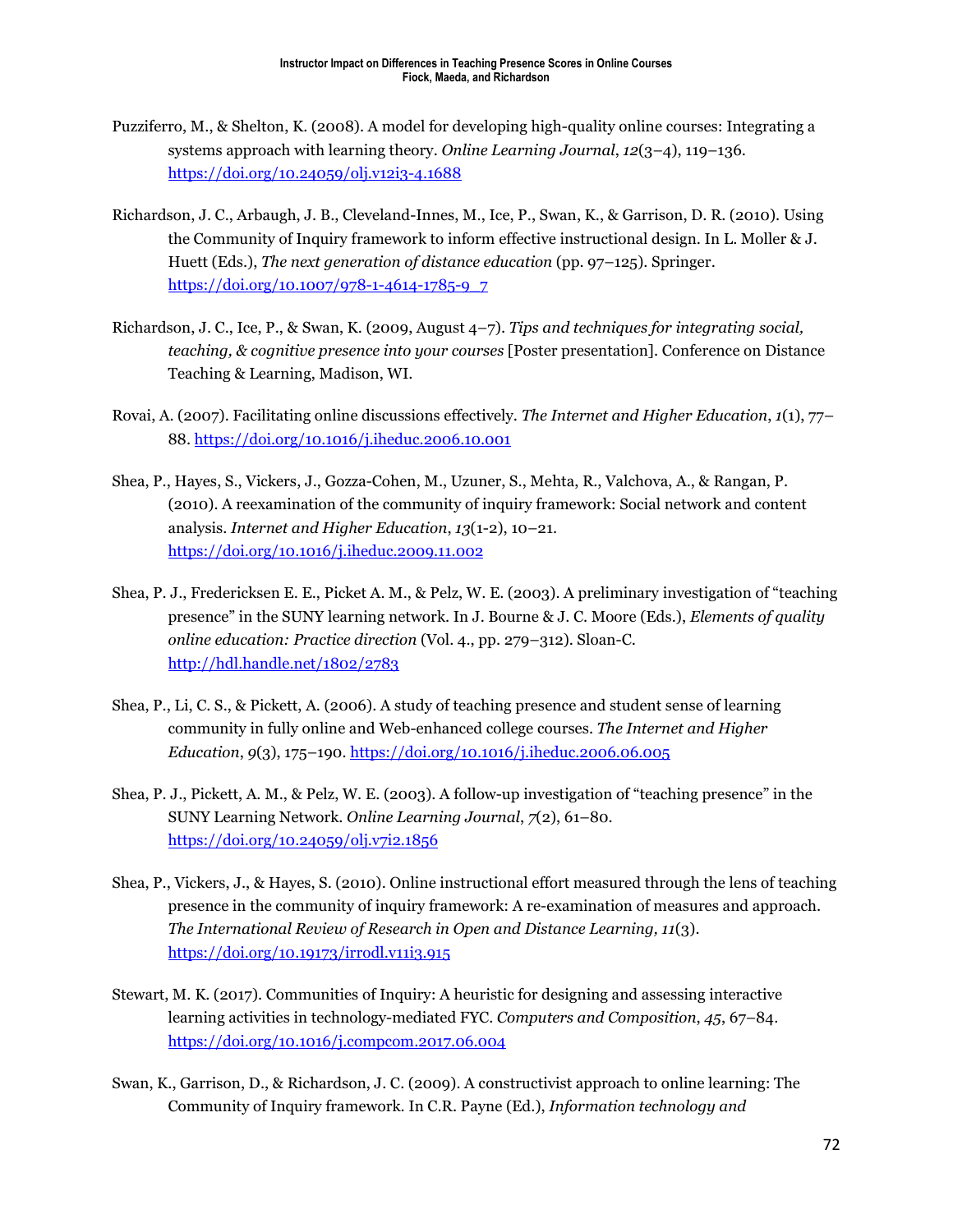Puzziferro, M., & Shelton, K. (2008). A model for developing high-quality online courses: Integrating a systems approach with learning theory. *Online Learning Journal*, *12*(3–4), 119–136. https://doi.org/10.24059/olj.v12i3-4.1688

Richardson, J. C., Arbaugh, J. B., Cleveland-Innes, M., Ice, P., Swan, K., & Garrison, D. R. (2010). Using the Community of Inquiry framework to inform effective instructional design. In L. Moller & J. Huett (Eds.), *The next generation of distance education* (pp. 97–125). Springer. https://doi.org/10.1007/978-1-4614-1785-9_7

Richardson, J. C., Ice, P., & Swan, K. (2009, August 4–7). *Tips and techniques for integrating social, teaching, & cognitive presence into your courses* [Poster presentation]. Conference on Distance Teaching & Learning, Madison, WI.

Rovai, A. (2007). Facilitating online discussions effectively. *The Internet and Higher Education*, *1*(1), 77–88. https://doi.org/10.1016/j.iheduc.2006.10.001

Shea, P., Hayes, S., Vickers, J., Gozza-Cohen, M., Uzuner, S., Mehta, R., Valchova, A., & Rangan, P. (2010). A reexamination of the community of inquiry framework: Social network and content analysis. *Internet and Higher Education*, *13*(1-2), 10–21. https://doi.org/10.1016/j.iheduc.2009.11.002

Shea, P. J., Fredericksen E. E., Picket A. M., & Pelz, W. E. (2003). A preliminary investigation of "teaching presence" in the SUNY learning network. In J. Bourne & J. C. Moore (Eds.), *Elements of quality online education: Practice direction* (Vol. 4., pp. 279–312). Sloan-C. http://hdl.handle.net/1802/2783

Shea, P., Li, C. S., & Pickett, A. (2006). A study of teaching presence and student sense of learning community in fully online and Web-enhanced college courses. *The Internet and Higher Education*, *9*(3), 175–190. https://doi.org/10.1016/j.iheduc.2006.06.005

Shea, P. J., Pickett, A. M., & Pelz, W. E. (2003). A follow-up investigation of "teaching presence" in the SUNY Learning Network. *Online Learning Journal*, *7*(2), 61–80. https://doi.org/10.24059/olj.v7i2.1856

Shea, P., Vickers, J., & Hayes, S. (2010). Online instructional effort measured through the lens of teaching presence in the community of inquiry framework: A re-examination of measures and approach. *The International Review of Research in Open and Distance Learning, 11*(3). https://doi.org/10.19173/irrodl.v11i3.915

Stewart, M. K. (2017). Communities of Inquiry: A heuristic for designing and assessing interactive learning activities in technology-mediated FYC. *Computers and Composition*, *45*, 67–84. https://doi.org/10.1016/j.compcom.2017.06.004

Swan, K., Garrison, D., & Richardson, J. C. (2009). A constructivist approach to online learning: The Community of Inquiry framework. In C.R. Payne (Ed.), *Information technology and*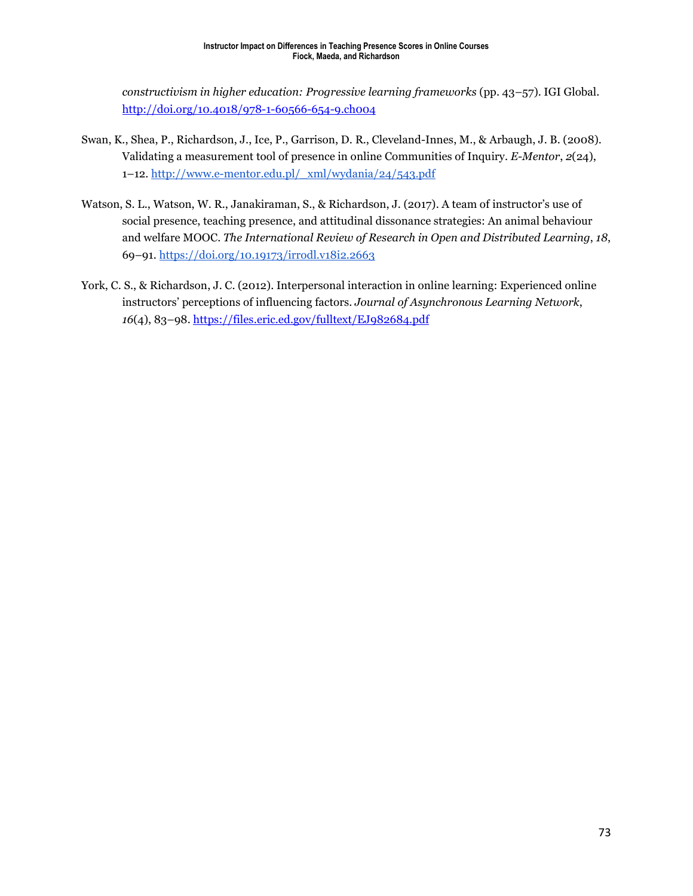*constructivism in higher education: Progressive learning frameworks* (pp. 43–57). IGI Global. http://doi.org/10.4018/978-1-60566-654-9.ch004

Swan, K., Shea, P., Richardson, J., Ice, P., Garrison, D. R., Cleveland-Innes, M., & Arbaugh, J. B. (2008). Validating a measurement tool of presence in online Communities of Inquiry. *E-Mentor*, *2*(24), 1–12. http://www.e-mentor.edu.pl/_xml/wydania/24/543.pdf

Watson, S. L., Watson, W. R., Janakiraman, S., & Richardson, J. (2017). A team of instructor's use of social presence, teaching presence, and attitudinal dissonance strategies: An animal behaviour and welfare MOOC. *The International Review of Research in Open and Distributed Learning*, *18*, 69–91. https://doi.org/10.19173/irrodl.v18i2.2663

York, C. S., & Richardson, J. C. (2012). Interpersonal interaction in online learning: Experienced online instructors' perceptions of influencing factors. *Journal of Asynchronous Learning Network*, *16*(4), 83–98. https://files.eric.ed.gov/fulltext/EJ982684.pdf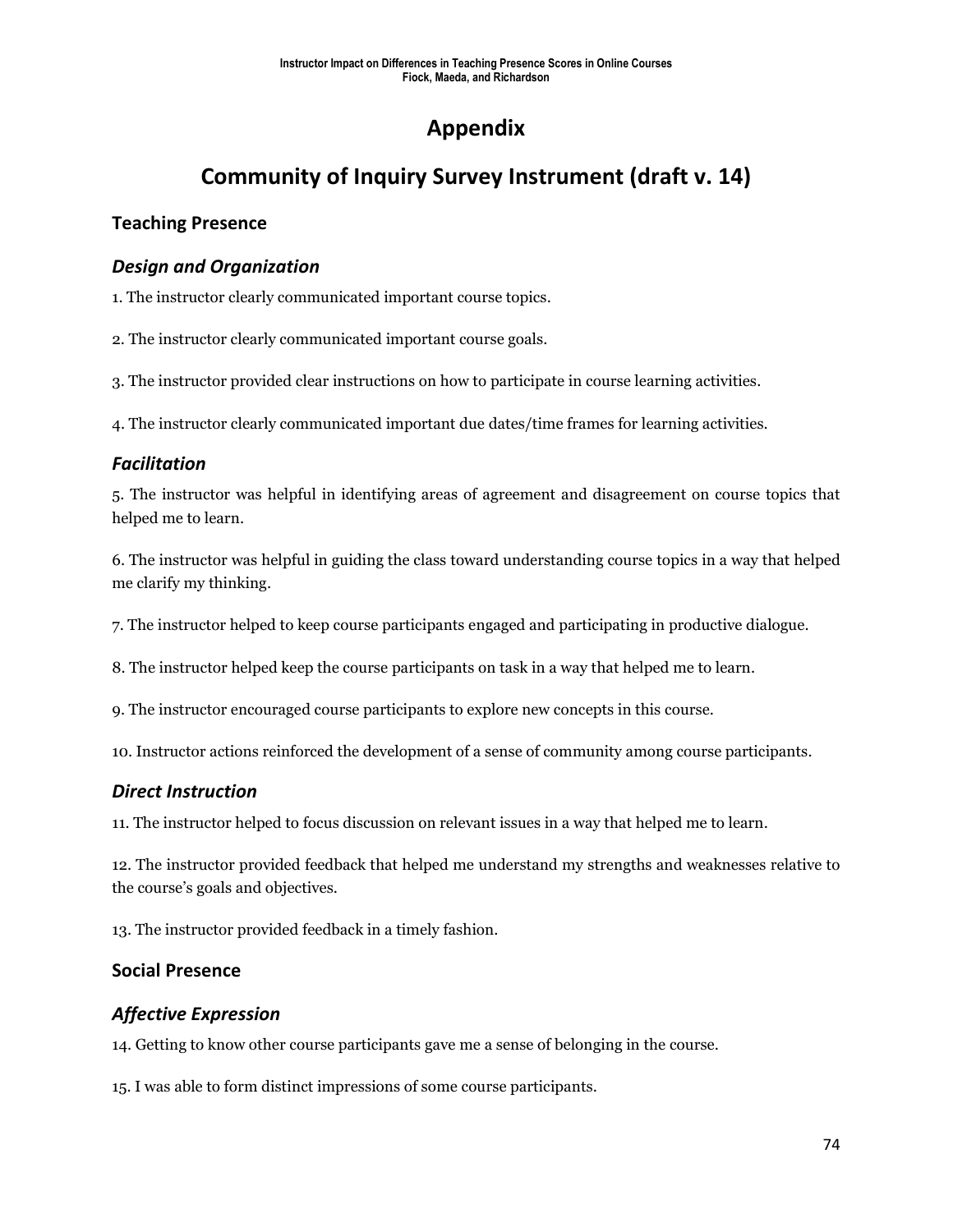# Appendix

# Community of Inquiry Survey Instrument (draft v. 14)

## Teaching Presence

### *Design and Organization*

1. The instructor clearly communicated important course topics.

2. The instructor clearly communicated important course goals.

3. The instructor provided clear instructions on how to participate in course learning activities.

4. The instructor clearly communicated important due dates/time frames for learning activities.

### *Facilitation*

5. The instructor was helpful in identifying areas of agreement and disagreement on course topics that helped me to learn.

6. The instructor was helpful in guiding the class toward understanding course topics in a way that helped me clarify my thinking.

7. The instructor helped to keep course participants engaged and participating in productive dialogue.

8. The instructor helped keep the course participants on task in a way that helped me to learn.

9. The instructor encouraged course participants to explore new concepts in this course.

10. Instructor actions reinforced the development of a sense of community among course participants.

### *Direct Instruction*

11. The instructor helped to focus discussion on relevant issues in a way that helped me to learn.

12. The instructor provided feedback that helped me understand my strengths and weaknesses relative to the course's goals and objectives.

13. The instructor provided feedback in a timely fashion.

## Social Presence

### *Affective Expression*

14. Getting to know other course participants gave me a sense of belonging in the course.

15. I was able to form distinct impressions of some course participants.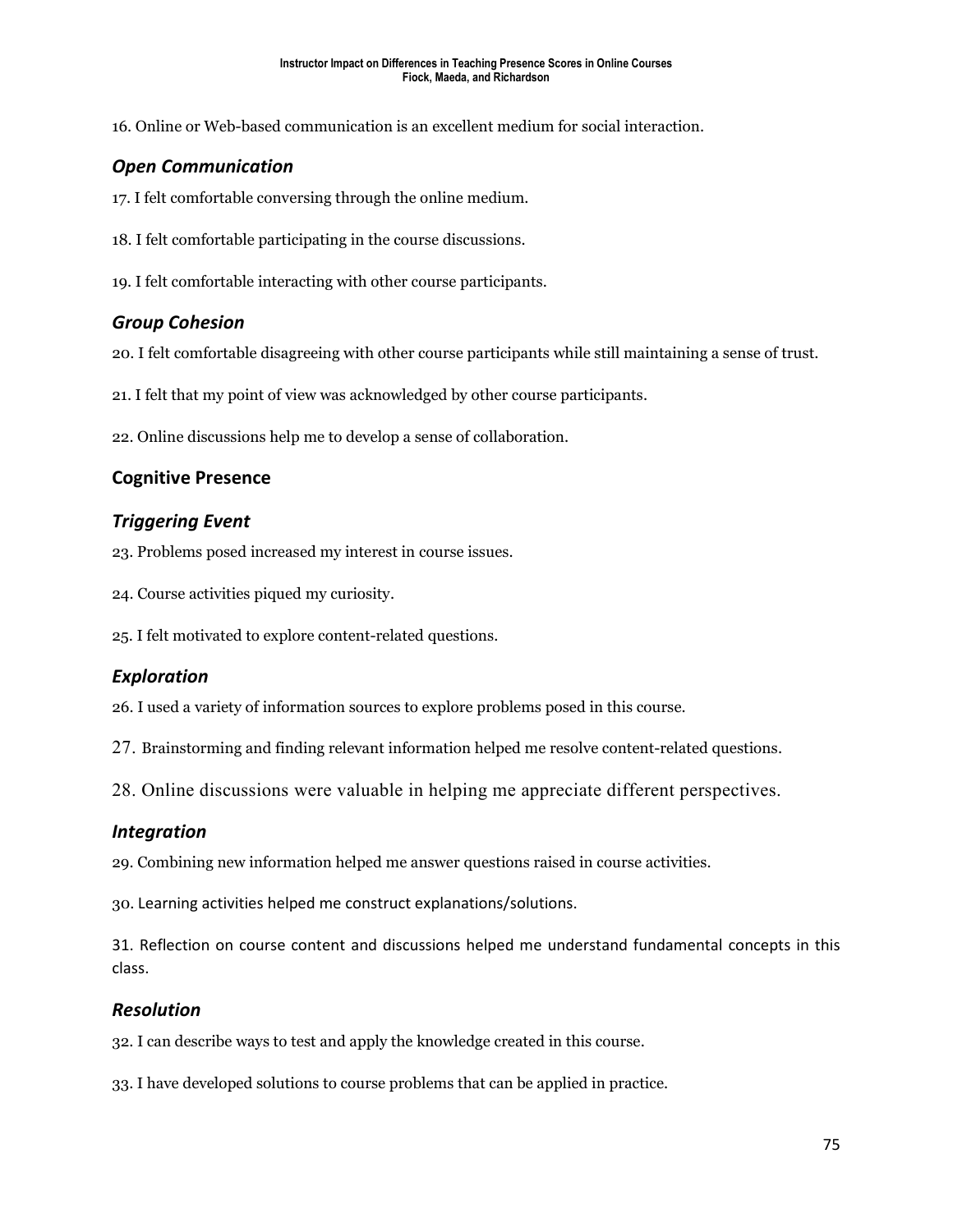16. Online or Web-based communication is an excellent medium for social interaction.

### *Open Communication*

17. I felt comfortable conversing through the online medium.

18. I felt comfortable participating in the course discussions.

19. I felt comfortable interacting with other course participants.

### *Group Cohesion*

20. I felt comfortable disagreeing with other course participants while still maintaining a sense of trust.

21. I felt that my point of view was acknowledged by other course participants.

22. Online discussions help me to develop a sense of collaboration.

## Cognitive Presence

### *Triggering Event*

23. Problems posed increased my interest in course issues.

24. Course activities piqued my curiosity.

25. I felt motivated to explore content-related questions.

### *Exploration*

26. I used a variety of information sources to explore problems posed in this course.

27. Brainstorming and finding relevant information helped me resolve content-related questions.

28. Online discussions were valuable in helping me appreciate different perspectives.

### *Integration*

29. Combining new information helped me answer questions raised in course activities.

30. Learning activities helped me construct explanations/solutions.

31. Reflection on course content and discussions helped me understand fundamental concepts in this class.

### *Resolution*

32. I can describe ways to test and apply the knowledge created in this course.

33. I have developed solutions to course problems that can be applied in practice.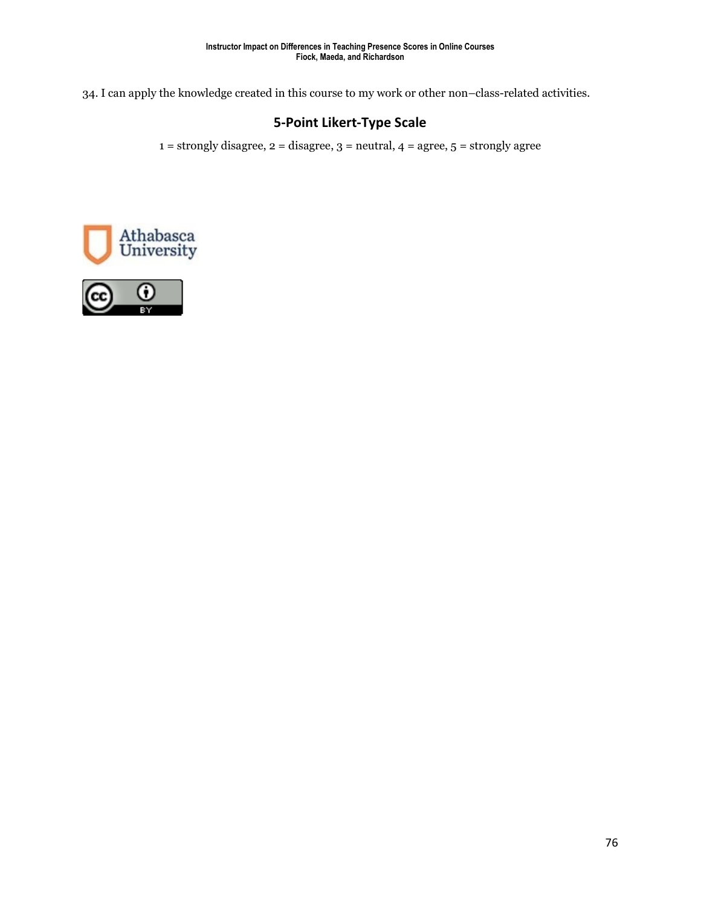34. I can apply the knowledge created in this course to my work or other non–class-related activities.

## 5-Point Likert-Type Scale

1 = strongly disagree, 2 = disagree, 3 = neutral, 4 = agree, 5 = strongly agree